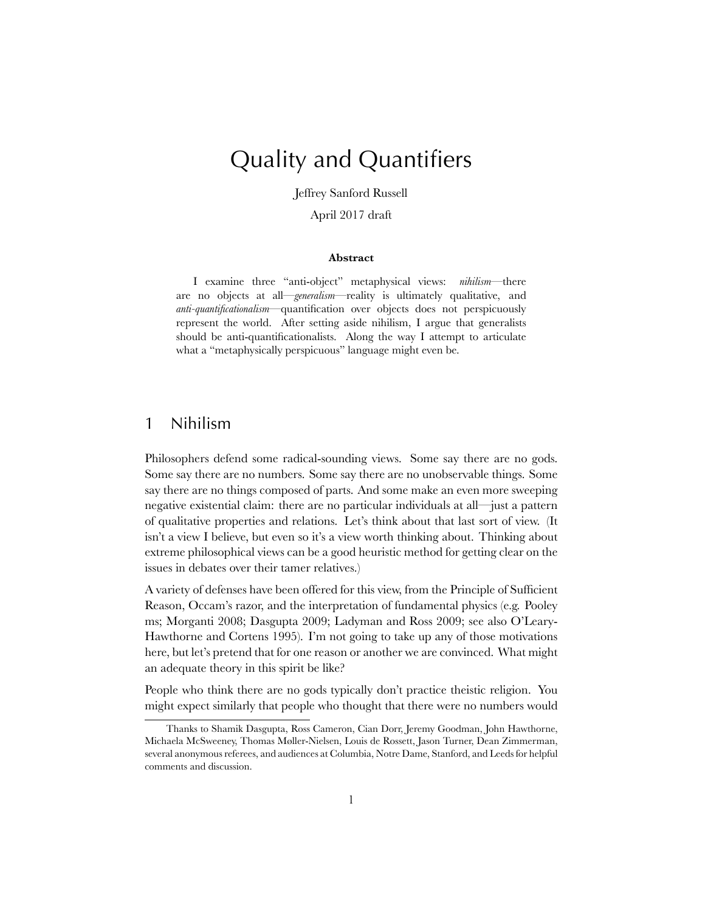# Quality and Quantifiers

Jeffrey Sanford Russell

April 2017 draft

**Abstract**

I examine three "anti-object" metaphysical views: *nihilism*—there are no objects at all—*generalism*—reality is ultimately qualitative, and *anti-quantificationalism*—quantification over objects does not perspicuously represent the world. After setting aside nihilism, I argue that generalists should be anti-quantificationalists. Along the way I attempt to articulate what a "metaphysically perspicuous" language might even be.

## 1 Nihilism

Philosophers defend some radical-sounding views. Some say there are no gods. Some say there are no numbers. Some say there are no unobservable things. Some say there are no things composed of parts. And some make an even more sweeping negative existential claim: there are no particular individuals at all—just a pattern of qualitative properties and relations. Let's think about that last sort of view. (It isn't a view I believe, but even so it's a view worth thinking about. Thinking about extreme philosophical views can be a good heuristic method for getting clear on the issues in debates over their tamer relatives.)

A variety of defenses have been offered for this view, from the Principle of Sufficient Reason, Occam's razor, and the interpretation of fundamental physics (e.g. Pooley ms; Morganti 2008; Dasgupta 2009; Ladyman and Ross 2009; see also O'Leary-Hawthorne and Cortens 1995). I'm not going to take up any of those motivations here, but let's pretend that for one reason or another we are convinced. What might an adequate theory in this spirit be like?

People who think there are no gods typically don't practice theistic religion. You might expect similarly that people who thought that there were no numbers would

Thanks to Shamik Dasgupta, Ross Cameron, Cian Dorr, Jeremy Goodman, John Hawthorne, Michaela McSweeney, Thomas Møller-Nielsen, Louis de Rossett, Jason Turner, Dean Zimmerman, several anonymous referees, and audiences at Columbia, Notre Dame, Stanford, and Leeds for helpful comments and discussion.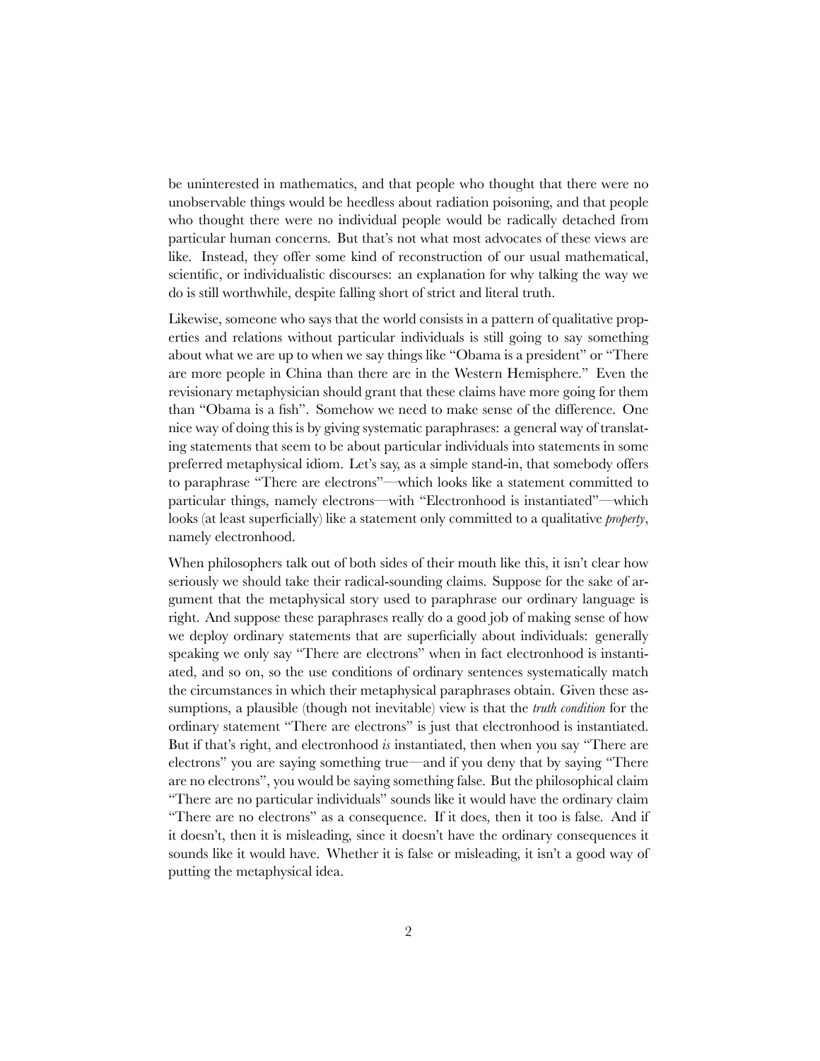be uninterested in mathematics, and that people who thought that there were no unobservable things would be heedless about radiation poisoning, and that people who thought there were no individual people would be radically detached from particular human concerns. But that's not what most advocates of these views are like. Instead, they offer some kind of reconstruction of our usual mathematical, scientific, or individualistic discourses: an explanation for why talking the way we do is still worthwhile, despite falling short of strict and literal truth.

Likewise, someone who says that the world consists in a pattern of qualitative properties and relations without particular individuals is still going to say something about what we are up to when we say things like "Obama is a president" or "There are more people in China than there are in the Western Hemisphere." Even the revisionary metaphysician should grant that these claims have more going for them than "Obama is a fish". Somehow we need to make sense of the difference. One nice way of doing this is by giving systematic paraphrases: a general way of translating statements that seem to be about particular individuals into statements in some preferred metaphysical idiom. Let's say, as a simple stand-in, that somebody offers to paraphrase "There are electrons"—which looks like a statement committed to particular things, namely electrons—with "Electronhood is instantiated"—which looks (at least superficially) like a statement only committed to a qualitative *property*, namely electronhood.

When philosophers talk out of both sides of their mouth like this, it isn't clear how seriously we should take their radical-sounding claims. Suppose for the sake of argument that the metaphysical story used to paraphrase our ordinary language is right. And suppose these paraphrases really do a good job of making sense of how we deploy ordinary statements that are superficially about individuals: generally speaking we only say "There are electrons" when in fact electronhood is instantiated, and so on, so the use conditions of ordinary sentences systematically match the circumstances in which their metaphysical paraphrases obtain. Given these assumptions, a plausible (though not inevitable) view is that the *truth condition* for the ordinary statement "There are electrons" is just that electronhood is instantiated. But if that's right, and electronhood *is* instantiated, then when you say "There are electrons" you are saying something true—and if you deny that by saying "There are no electrons", you would be saying something false. But the philosophical claim "There are no particular individuals" sounds like it would have the ordinary claim "There are no electrons" as a consequence. If it does, then it too is false. And if it doesn't, then it is misleading, since it doesn't have the ordinary consequences it sounds like it would have. Whether it is false or misleading, it isn't a good way of putting the metaphysical idea.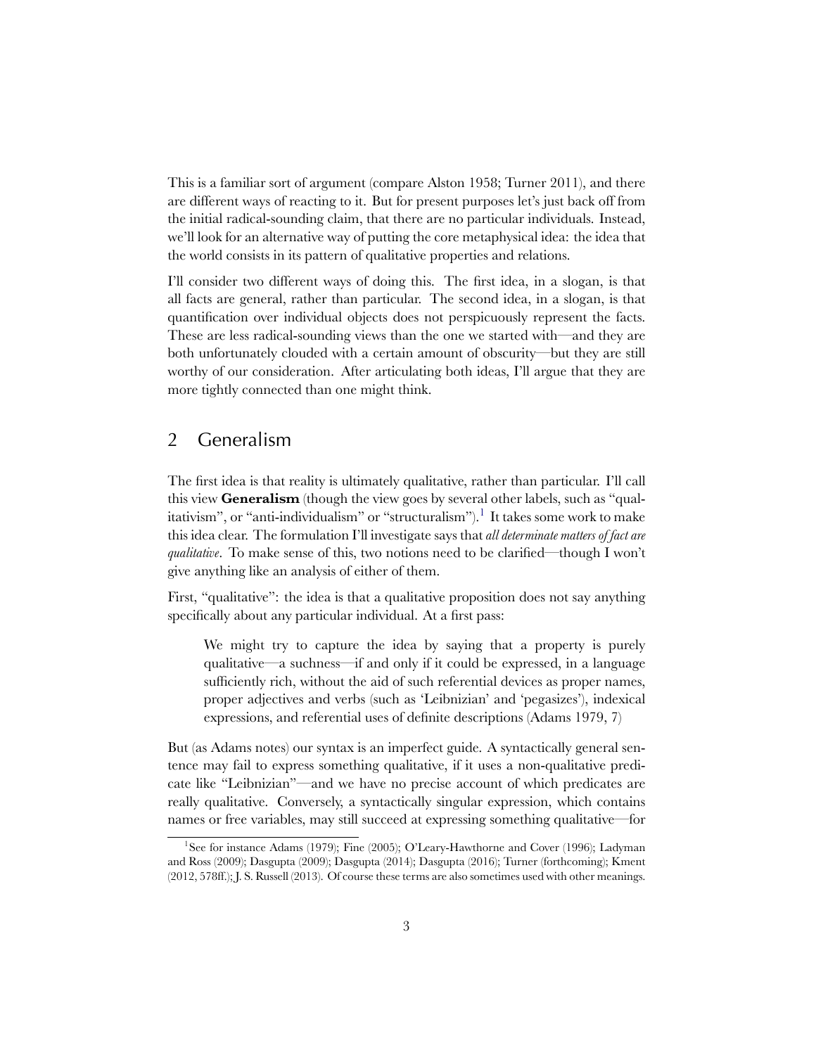This is a familiar sort of argument (compare Alston 1958; Turner 2011), and there are different ways of reacting to it. But for present purposes let's just back off from the initial radical-sounding claim, that there are no particular individuals. Instead, we'll look for an alternative way of putting the core metaphysical idea: the idea that the world consists in its pattern of qualitative properties and relations.

I'll consider two different ways of doing this. The first idea, in a slogan, is that all facts are general, rather than particular. The second idea, in a slogan, is that quantification over individual objects does not perspicuously represent the facts. These are less radical-sounding views than the one we started with—and they are both unfortunately clouded with a certain amount of obscurity—but they are still worthy of our consideration. After articulating both ideas, I'll argue that they are more tightly connected than one might think.

## 2 Generalism

The first idea is that reality is ultimately qualitative, rather than particular. I'll call this view **Generalism** (though the view goes by several other labels, such as "qualitativism", or "anti-individualism" or "structuralism").[1] It takes some work to make this idea clear. The formulation I'll investigate says that *all determinate matters of fact are qualitative*. To make sense of this, two notions need to be clarified—though I won't give anything like an analysis of either of them.

First, "qualitative": the idea is that a qualitative proposition does not say anything specifically about any particular individual. At a first pass:

> We might try to capture the idea by saying that a property is purely qualitative—a suchness—if and only if it could be expressed, in a language sufficiently rich, without the aid of such referential devices as proper names, proper adjectives and verbs (such as 'Leibnizian' and 'pegasizes'), indexical expressions, and referential uses of definite descriptions (Adams 1979, 7)

But (as Adams notes) our syntax is an imperfect guide. A syntactically general sentence may fail to express something qualitative, if it uses a non-qualitative predicate like "Leibnizian"—and we have no precise account of which predicates are really qualitative. Conversely, a syntactically singular expression, which contains names or free variables, may still succeed at expressing something qualitative—for

[1] See for instance Adams (1979); Fine (2005); O'Leary-Hawthorne and Cover (1996); Ladyman and Ross (2009); Dasgupta (2009); Dasgupta (2014); Dasgupta (2016); Turner (forthcoming); Kment (2012, 578ff.); J. S. Russell (2013). Of course these terms are also sometimes used with other meanings.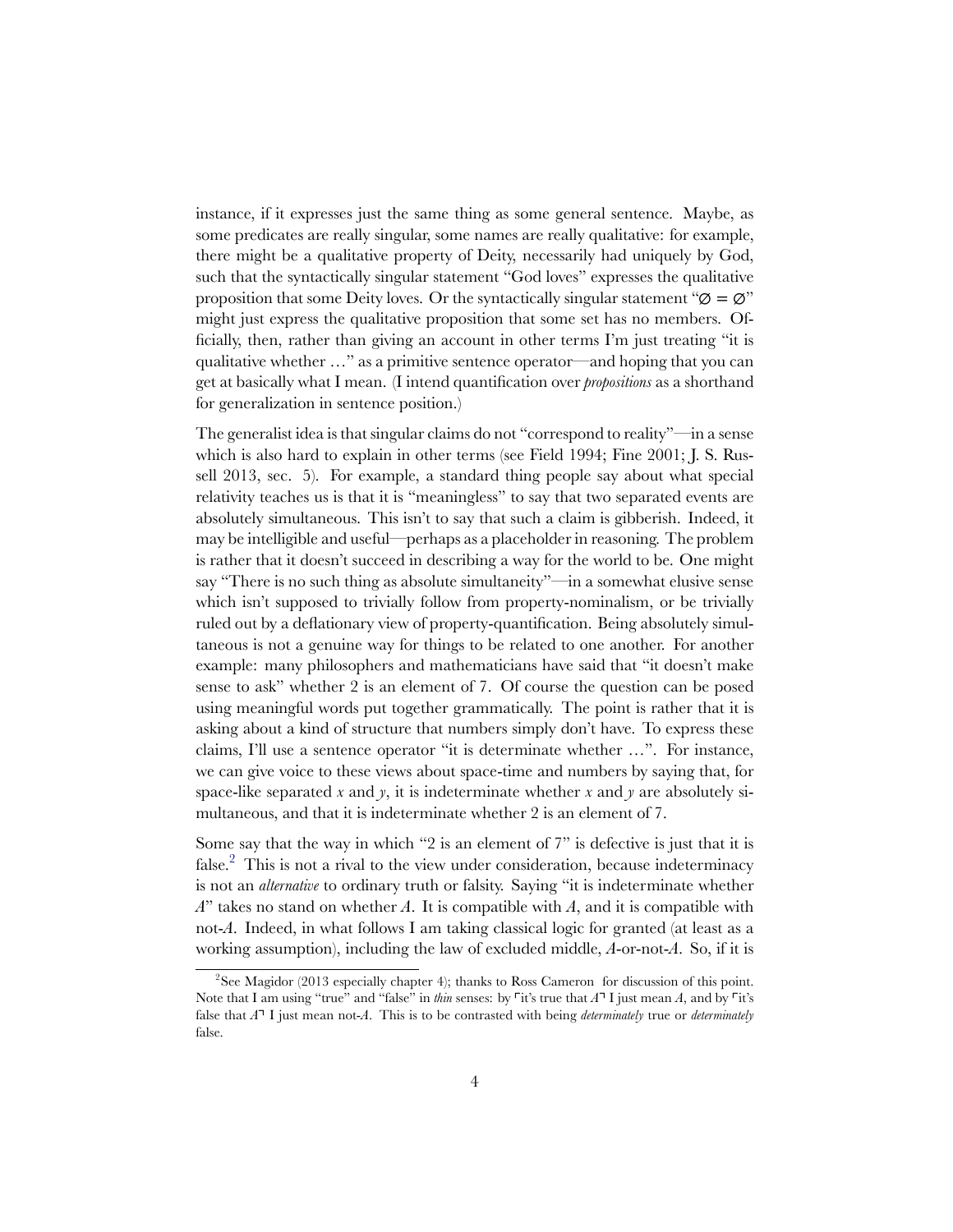instance, if it expresses just the same thing as some general sentence. Maybe, as some predicates are really singular, some names are really qualitative: for example, there might be a qualitative property of Deity, necessarily had uniquely by God, such that the syntactically singular statement "God loves" expresses the qualitative proposition that some Deity loves. Or the syntactically singular statement "$\varnothing = \varnothing$" might just express the qualitative proposition that some set has no members. Officially, then, rather than giving an account in other terms I'm just treating "it is qualitative whether …" as a primitive sentence operator—and hoping that you can get at basically what I mean. (I intend quantification over *propositions* as a shorthand for generalization in sentence position.)

The generalist idea is that singular claims do not "correspond to reality"—in a sense which is also hard to explain in other terms (see Field 1994; Fine 2001; J. S. Russell 2013, sec. 5). For example, a standard thing people say about what special relativity teaches us is that it is "meaningless" to say that two separated events are absolutely simultaneous. This isn't to say that such a claim is gibberish. Indeed, it may be intelligible and useful—perhaps as a placeholder in reasoning. The problem is rather that it doesn't succeed in describing a way for the world to be. One might say "There is no such thing as absolute simultaneity"—in a somewhat elusive sense which isn't supposed to trivially follow from property-nominalism, or be trivially ruled out by a deflationary view of property-quantification. Being absolutely simultaneous is not a genuine way for things to be related to one another. For another example: many philosophers and mathematicians have said that "it doesn't make sense to ask" whether 2 is an element of 7. Of course the question can be posed using meaningful words put together grammatically. The point is rather that it is asking about a kind of structure that numbers simply don't have. To express these claims, I'll use a sentence operator "it is determinate whether …". For instance, we can give voice to these views about space-time and numbers by saying that, for space-like separated $x$ and $y$, it is indeterminate whether $x$ and $y$ are absolutely simultaneous, and that it is indeterminate whether 2 is an element of 7.

Some say that the way in which "2 is an element of 7" is defective is just that it is false.[2] This is not a rival to the view under consideration, because indeterminacy is not an *alternative* to ordinary truth or falsity. Saying "it is indeterminate whether $A$" takes no stand on whether $A$. It is compatible with $A$, and it is compatible with not-$A$. Indeed, in what follows I am taking classical logic for granted (at least as a working assumption), including the law of excluded middle, $A$-or-not-$A$. So, if it is

[2] See Magidor (2013 especially chapter 4); thanks to Ross Cameron for discussion of this point. Note that I am using "true" and "false" in *thin* senses: by ⌜it's true that $A$⌝ I just mean $A$, and by ⌜it's false that $A$⌝ I just mean not-$A$. This is to be contrasted with being *determinately* true or *determinately* false.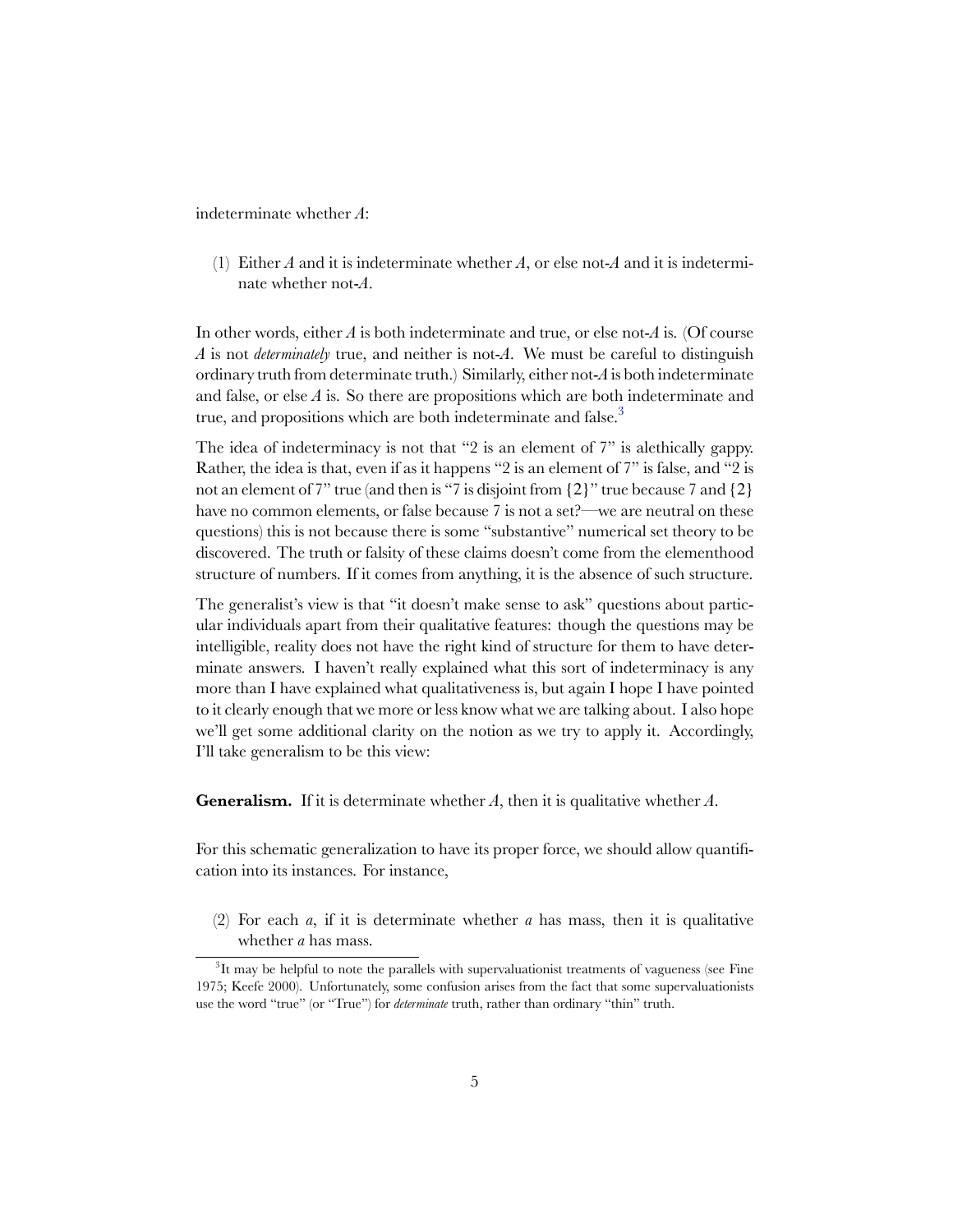indeterminate whether *A*:

(1) Either *A* and it is indeterminate whether *A*, or else not-*A* and it is indeterminate whether not-*A*.

In other words, either *A* is both indeterminate and true, or else not-*A* is. (Of course *A* is not *determinately* true, and neither is not-*A*. We must be careful to distinguish ordinary truth from determinate truth.) Similarly, either not-*A* is both indeterminate and false, or else *A* is. So there are propositions which are both indeterminate and true, and propositions which are both indeterminate and false.[3]

The idea of indeterminacy is not that "2 is an element of 7" is alethically gappy. Rather, the idea is that, even if as it happens "2 is an element of 7" is false, and "2 is not an element of 7" true (and then is "7 is disjoint from {2}" true because 7 and {2} have no common elements, or false because 7 is not a set?—we are neutral on these questions) this is not because there is some "substantive" numerical set theory to be discovered. The truth or falsity of these claims doesn't come from the elementhood structure of numbers. If it comes from anything, it is the absence of such structure.

The generalist's view is that "it doesn't make sense to ask" questions about particular individuals apart from their qualitative features: though the questions may be intelligible, reality does not have the right kind of structure for them to have determinate answers. I haven't really explained what this sort of indeterminacy is any more than I have explained what qualitativeness is, but again I hope I have pointed to it clearly enough that we more or less know what we are talking about. I also hope we'll get some additional clarity on the notion as we try to apply it. Accordingly, I'll take generalism to be this view:

**Generalism.** If it is determinate whether *A*, then it is qualitative whether *A*.

For this schematic generalization to have its proper force, we should allow quantification into its instances. For instance,

(2) For each *a*, if it is determinate whether *a* has mass, then it is qualitative whether *a* has mass.

[3] It may be helpful to note the parallels with supervaluationist treatments of vagueness (see Fine 1975; Keefe 2000). Unfortunately, some confusion arises from the fact that some supervaluationists use the word "true" (or "True") for *determinate* truth, rather than ordinary "thin" truth.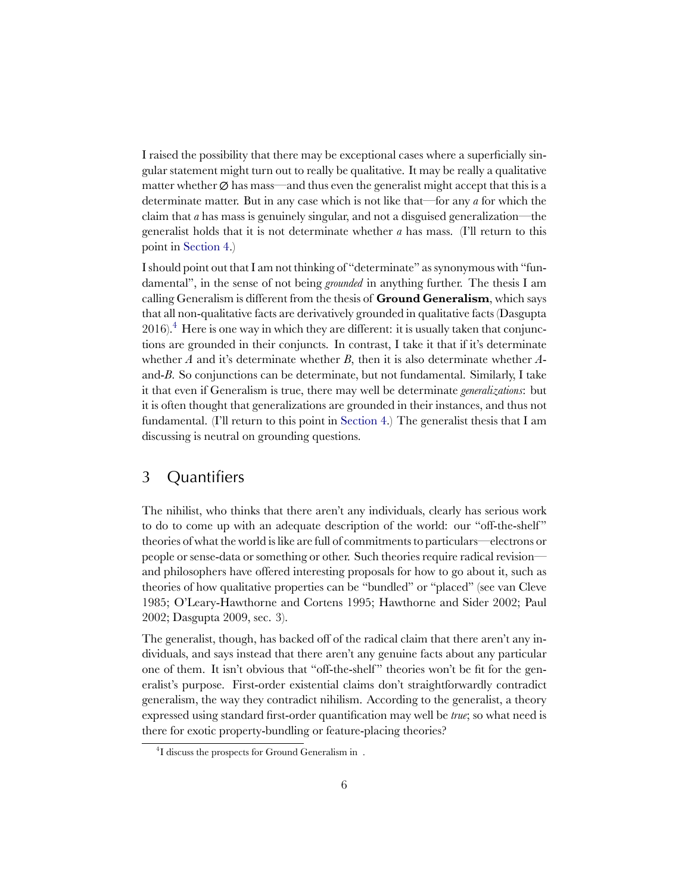I raised the possibility that there may be exceptional cases where a superficially singular statement might turn out to really be qualitative. It may be really a qualitative matter whether ∅ has mass—and thus even the generalist might accept that this is a determinate matter. But in any case which is not like that—for any *a* for which the claim that *a* has mass is genuinely singular, and not a disguised generalization—the generalist holds that it is not determinate whether *a* has mass. (I'll return to this point in Section 4.)

I should point out that I am not thinking of "determinate" as synonymous with "fundamental", in the sense of not being *grounded* in anything further. The thesis I am calling Generalism is different from the thesis of **Ground Generalism**, which says that all non-qualitative facts are derivatively grounded in qualitative facts (Dasgupta 2016).[4] Here is one way in which they are different: it is usually taken that conjunctions are grounded in their conjuncts. In contrast, I take it that if it's determinate whether *A* and it's determinate whether *B*, then it is also determinate whether *A*-and-*B*. So conjunctions can be determinate, but not fundamental. Similarly, I take it that even if Generalism is true, there may well be determinate *generalizations*: but it is often thought that generalizations are grounded in their instances, and thus not fundamental. (I'll return to this point in Section 4.) The generalist thesis that I am discussing is neutral on grounding questions.

## 3 Quantifiers

The nihilist, who thinks that there aren't any individuals, clearly has serious work to do to come up with an adequate description of the world: our "off-the-shelf" theories of what the world is like are full of commitments to particulars—electrons or people or sense-data or something or other. Such theories require radical revision—and philosophers have offered interesting proposals for how to go about it, such as theories of how qualitative properties can be "bundled" or "placed" (see van Cleve 1985; O'Leary-Hawthorne and Cortens 1995; Hawthorne and Sider 2002; Paul 2002; Dasgupta 2009, sec. 3).

The generalist, though, has backed off of the radical claim that there aren't any individuals, and says instead that there aren't any genuine facts about any particular one of them. It isn't obvious that "off-the-shelf" theories won't be fit for the generalist's purpose. First-order existential claims don't straightforwardly contradict generalism, the way they contradict nihilism. According to the generalist, a theory expressed using standard first-order quantification may well be *true*; so what need is there for exotic property-bundling or feature-placing theories?

[4] I discuss the prospects for Ground Generalism in .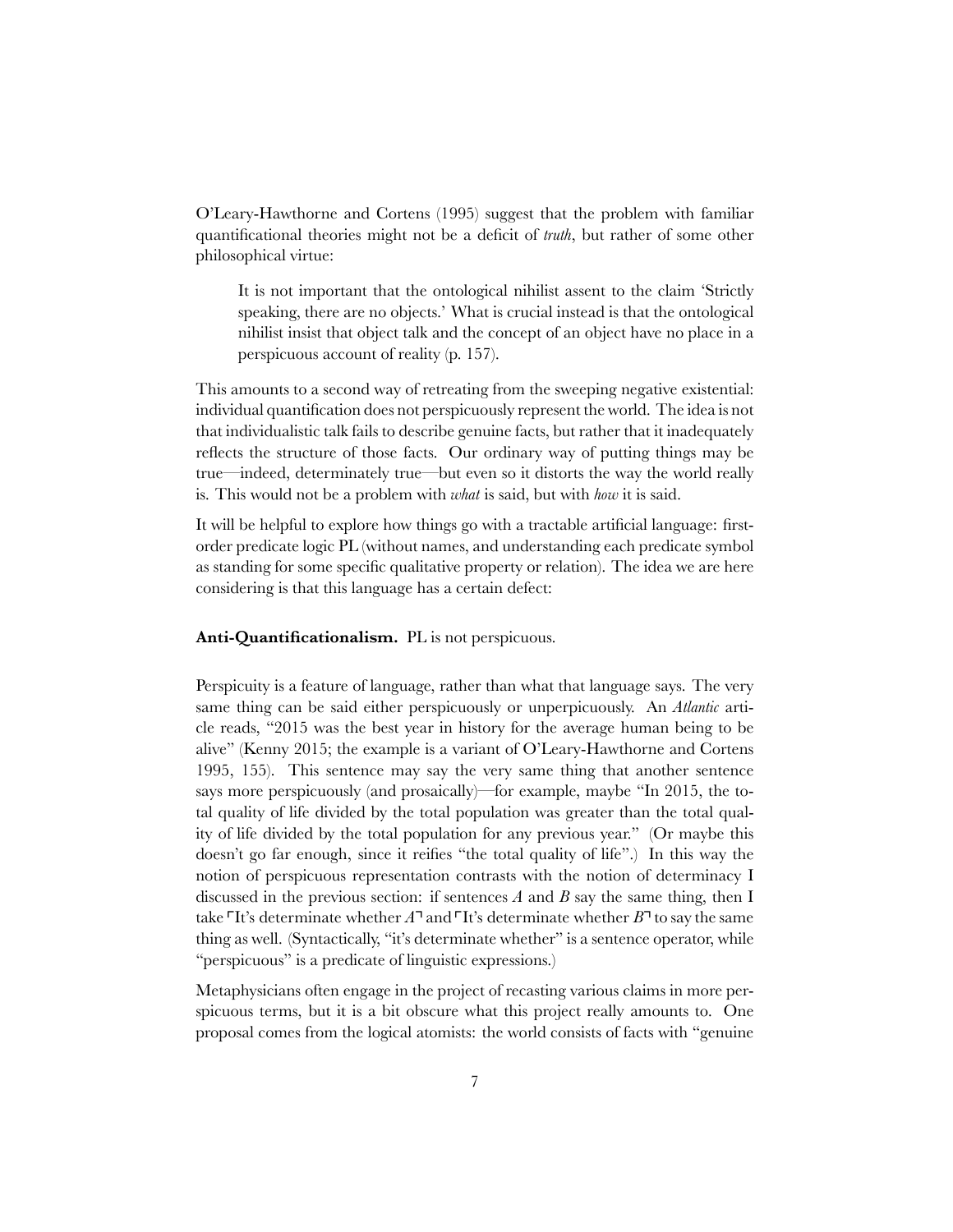O'Leary-Hawthorne and Cortens (1995) suggest that the problem with familiar quantificational theories might not be a deficit of *truth*, but rather of some other philosophical virtue:

> It is not important that the ontological nihilist assent to the claim 'Strictly speaking, there are no objects.' What is crucial instead is that the ontological nihilist insist that object talk and the concept of an object have no place in a perspicuous account of reality (p. 157).

This amounts to a second way of retreating from the sweeping negative existential: individual quantification does not perspicuously represent the world. The idea is not that individualistic talk fails to describe genuine facts, but rather that it inadequately reflects the structure of those facts. Our ordinary way of putting things may be true—indeed, determinately true—but even so it distorts the way the world really is. This would not be a problem with *what* is said, but with *how* it is said.

It will be helpful to explore how things go with a tractable artificial language: first-order predicate logic PL (without names, and understanding each predicate symbol as standing for some specific qualitative property or relation). The idea we are here considering is that this language has a certain defect:

**Anti-Quantificationalism.** PL is not perspicuous.

Perspicuity is a feature of language, rather than what that language says. The very same thing can be said either perspicuously or unperspicuously. An *Atlantic* article reads, "2015 was the best year in history for the average human being to be alive" (Kenny 2015; the example is a variant of O'Leary-Hawthorne and Cortens 1995, 155). This sentence may say the very same thing that another sentence says more perspicuously (and prosaically)—for example, maybe "In 2015, the total quality of life divided by the total population was greater than the total quality of life divided by the total population for any previous year." (Or maybe this doesn't go far enough, since it reifies "the total quality of life".) In this way the notion of perspicuous representation contrasts with the notion of determinacy I discussed in the previous section: if sentences $A$ and $B$ say the same thing, then I take ⌜It's determinate whether $A$⌝ and ⌜It's determinate whether $B$⌝ to say the same thing as well. (Syntactically, "it's determinate whether" is a sentence operator, while "perspicuous" is a predicate of linguistic expressions.)

Metaphysicians often engage in the project of recasting various claims in more perspicuous terms, but it is a bit obscure what this project really amounts to. One proposal comes from the logical atomists: the world consists of facts with "genuine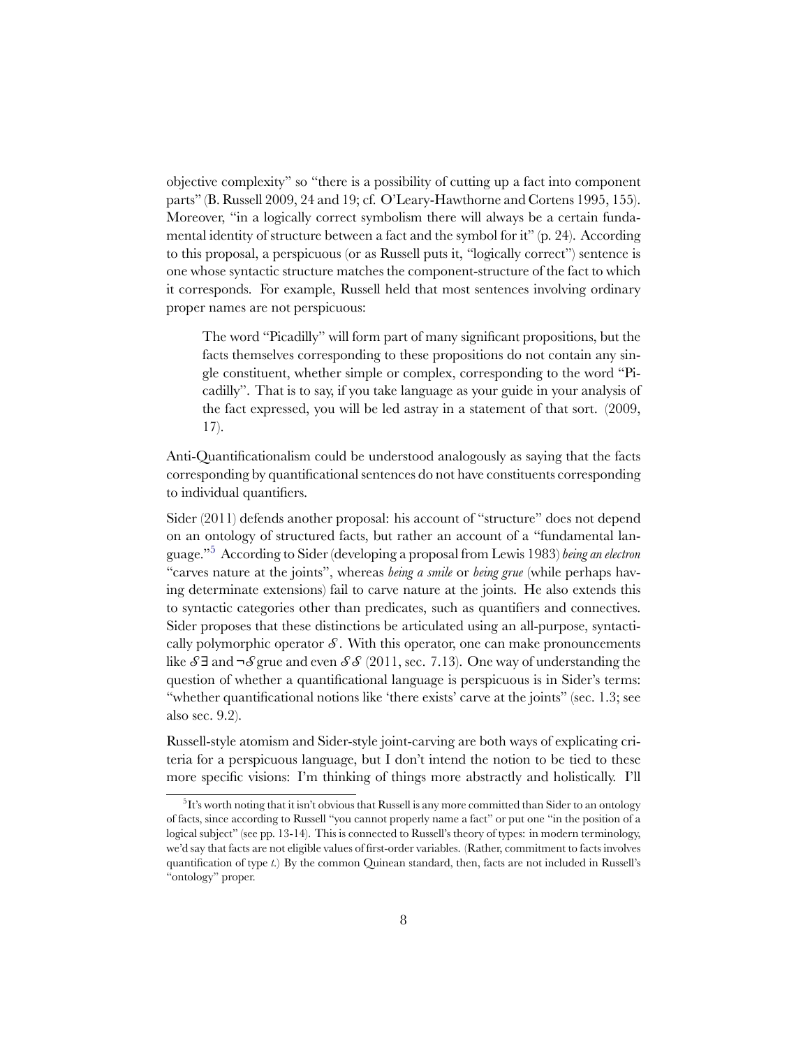objective complexity" so "there is a possibility of cutting up a fact into component parts" (B. Russell 2009, 24 and 19; cf. O'Leary-Hawthorne and Cortens 1995, 155). Moreover, "in a logically correct symbolism there will always be a certain fundamental identity of structure between a fact and the symbol for it" (p. 24). According to this proposal, a perspicuous (or as Russell puts it, "logically correct") sentence is one whose syntactic structure matches the component-structure of the fact to which it corresponds. For example, Russell held that most sentences involving ordinary proper names are not perspicuous:

> The word "Picadilly" will form part of many significant propositions, but the facts themselves corresponding to these propositions do not contain any single constituent, whether simple or complex, corresponding to the word "Picadilly". That is to say, if you take language as your guide in your analysis of the fact expressed, you will be led astray in a statement of that sort. (2009, 17).

Anti-Quantificationalism could be understood analogously as saying that the facts corresponding by quantificational sentences do not have constituents corresponding to individual quantifiers.

Sider (2011) defends another proposal: his account of "structure" does not depend on an ontology of structured facts, but rather an account of a "fundamental language."[5] According to Sider (developing a proposal from Lewis 1983) *being an electron* "carves nature at the joints", whereas *being a smile* or *being grue* (while perhaps having determinate extensions) fail to carve nature at the joints. He also extends this to syntactic categories other than predicates, such as quantifiers and connectives. Sider proposes that these distinctions be articulated using an all-purpose, syntactically polymorphic operator $\mathcal{S}$. With this operator, one can make pronouncements like $\mathcal{S}\exists$ and $\neg\mathcal{S}$grue and even $\mathcal{S}\mathcal{S}$ (2011, sec. 7.13). One way of understanding the question of whether a quantificational language is perspicuous is in Sider's terms: "whether quantificational notions like 'there exists' carve at the joints" (sec. 1.3; see also sec. 9.2).

Russell-style atomism and Sider-style joint-carving are both ways of explicating criteria for a perspicuous language, but I don't intend the notion to be tied to these more specific visions: I'm thinking of things more abstractly and holistically. I'll

[5] It's worth noting that it isn't obvious that Russell is any more committed than Sider to an ontology of facts, since according to Russell "you cannot properly name a fact" or put one "in the position of a logical subject" (see pp. 13-14). This is connected to Russell's theory of types: in modern terminology, we'd say that facts are not eligible values of first-order variables. (Rather, commitment to facts involves quantification of type $t$.) By the common Quinean standard, then, facts are not included in Russell's "ontology" proper.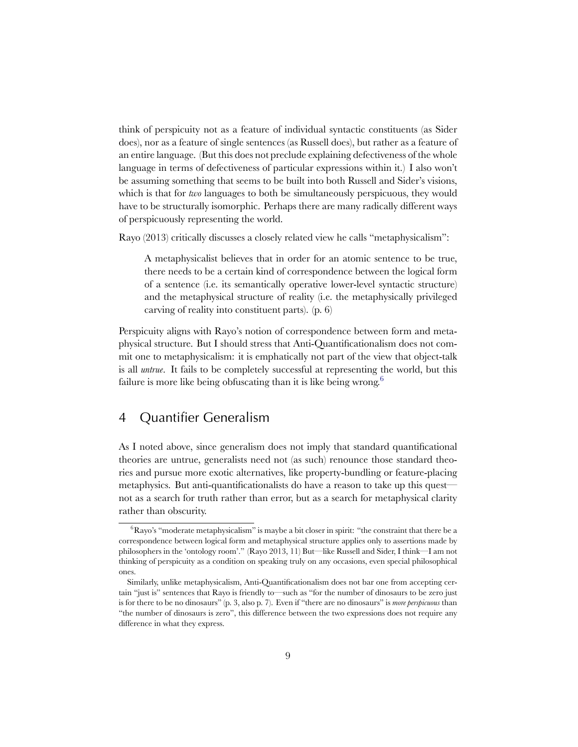think of perspicuity not as a feature of individual syntactic constituents (as Sider does), nor as a feature of single sentences (as Russell does), but rather as a feature of an entire language. (But this does not preclude explaining defectiveness of the whole language in terms of defectiveness of particular expressions within it.) I also won't be assuming something that seems to be built into both Russell and Sider's visions, which is that for *two* languages to both be simultaneously perspicuous, they would have to be structurally isomorphic. Perhaps there are many radically different ways of perspicuously representing the world.

Rayo (2013) critically discusses a closely related view he calls "metaphysicalism":

> A metaphysicalist believes that in order for an atomic sentence to be true, there needs to be a certain kind of correspondence between the logical form of a sentence (i.e. its semantically operative lower-level syntactic structure) and the metaphysical structure of reality (i.e. the metaphysically privileged carving of reality into constituent parts). (p. 6)

Perspicuity aligns with Rayo's notion of correspondence between form and metaphysical structure. But I should stress that Anti-Quantificationalism does not commit one to metaphysicalism: it is emphatically not part of the view that object-talk is all *untrue*. It fails to be completely successful at representing the world, but this failure is more like being obfuscating than it is like being wrong.[6]

## 4 Quantifier Generalism

As I noted above, since generalism does not imply that standard quantificational theories are untrue, generalists need not (as such) renounce those standard theories and pursue more exotic alternatives, like property-bundling or feature-placing metaphysics. But anti-quantificationalists do have a reason to take up this quest—not as a search for truth rather than error, but as a search for metaphysical clarity rather than obscurity.

---

[6] Rayo's "moderate metaphysicalism" is maybe a bit closer in spirit: "the constraint that there be a correspondence between logical form and metaphysical structure applies only to assertions made by philosophers in the 'ontology room'." (Rayo 2013, 11) But—like Russell and Sider, I think—I am not thinking of perspicuity as a condition on speaking truly on any occasions, even special philosophical ones.

Similarly, unlike metaphysicalism, Anti-Quantificationalism does not bar one from accepting certain "just is" sentences that Rayo is friendly to—such as "for the number of dinosaurs to be zero just is for there to be no dinosaurs" (p. 3, also p. 7). Even if "there are no dinosaurs" is *more perspicuous* than "the number of dinosaurs is zero", this difference between the two expressions does not require any difference in what they express.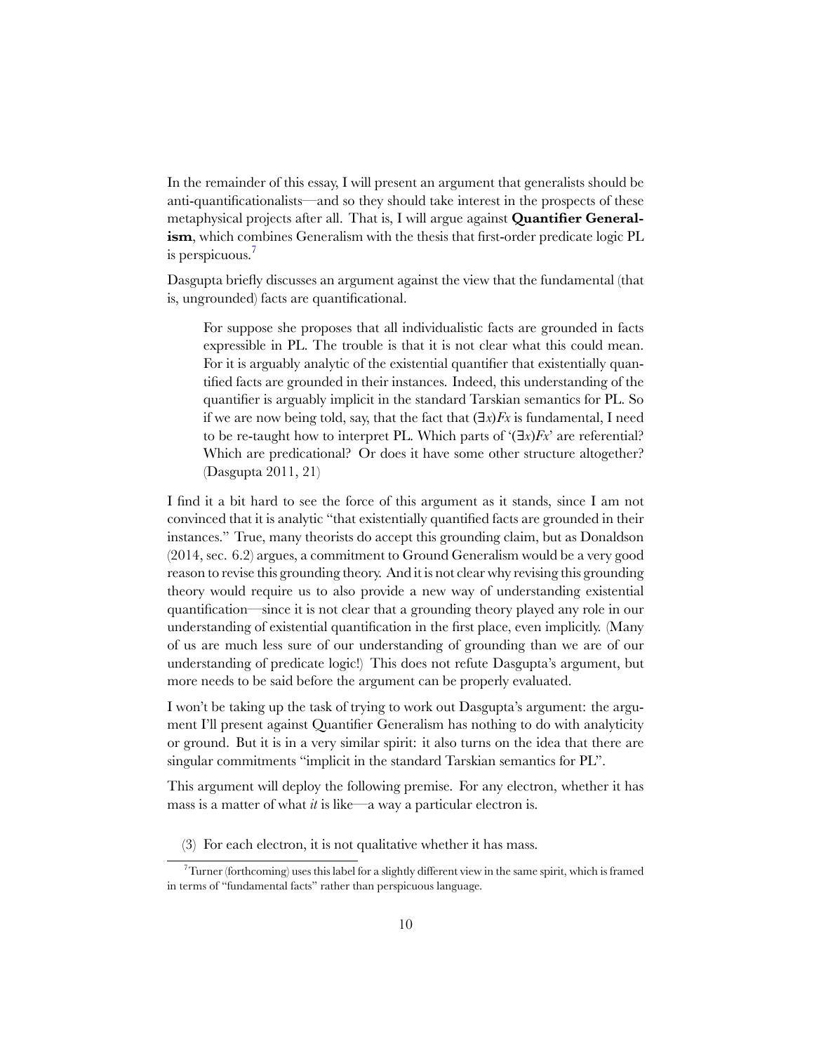In the remainder of this essay, I will present an argument that generalists should be anti-quantificationalists—and so they should take interest in the prospects of these metaphysical projects after all. That is, I will argue against **Quantifier Generalism**, which combines Generalism with the thesis that first-order predicate logic PL is perspicuous.[7]

Dasgupta briefly discusses an argument against the view that the fundamental (that is, ungrounded) facts are quantificational.

> For suppose she proposes that all individualistic facts are grounded in facts expressible in PL. The trouble is that it is not clear what this could mean. For it is arguably analytic of the existential quantifier that existentially quantified facts are grounded in their instances. Indeed, this understanding of the quantifier is arguably implicit in the standard Tarskian semantics for PL. So if we are now being told, say, that the fact that $(\exists x)Fx$ is fundamental, I need to be re-taught how to interpret PL. Which parts of '$(\exists x)Fx$' are referential? Which are predicational? Or does it have some other structure altogether? (Dasgupta 2011, 21)

I find it a bit hard to see the force of this argument as it stands, since I am not convinced that it is analytic "that existentially quantified facts are grounded in their instances." True, many theorists do accept this grounding claim, but as Donaldson (2014, sec. 6.2) argues, a commitment to Ground Generalism would be a very good reason to revise this grounding theory. And it is not clear why revising this grounding theory would require us to also provide a new way of understanding existential quantification—since it is not clear that a grounding theory played any role in our understanding of existential quantification in the first place, even implicitly. (Many of us are much less sure of our understanding of grounding than we are of our understanding of predicate logic!) This does not refute Dasgupta's argument, but more needs to be said before the argument can be properly evaluated.

I won't be taking up the task of trying to work out Dasgupta's argument: the argument I'll present against Quantifier Generalism has nothing to do with analyticity or ground. But it is in a very similar spirit: it also turns on the idea that there are singular commitments "implicit in the standard Tarskian semantics for PL".

This argument will deploy the following premise. For any electron, whether it has mass is a matter of what *it* is like—a way a particular electron is.

(3) For each electron, it is not qualitative whether it has mass.

[7] Turner (forthcoming) uses this label for a slightly different view in the same spirit, which is framed in terms of "fundamental facts" rather than perspicuous language.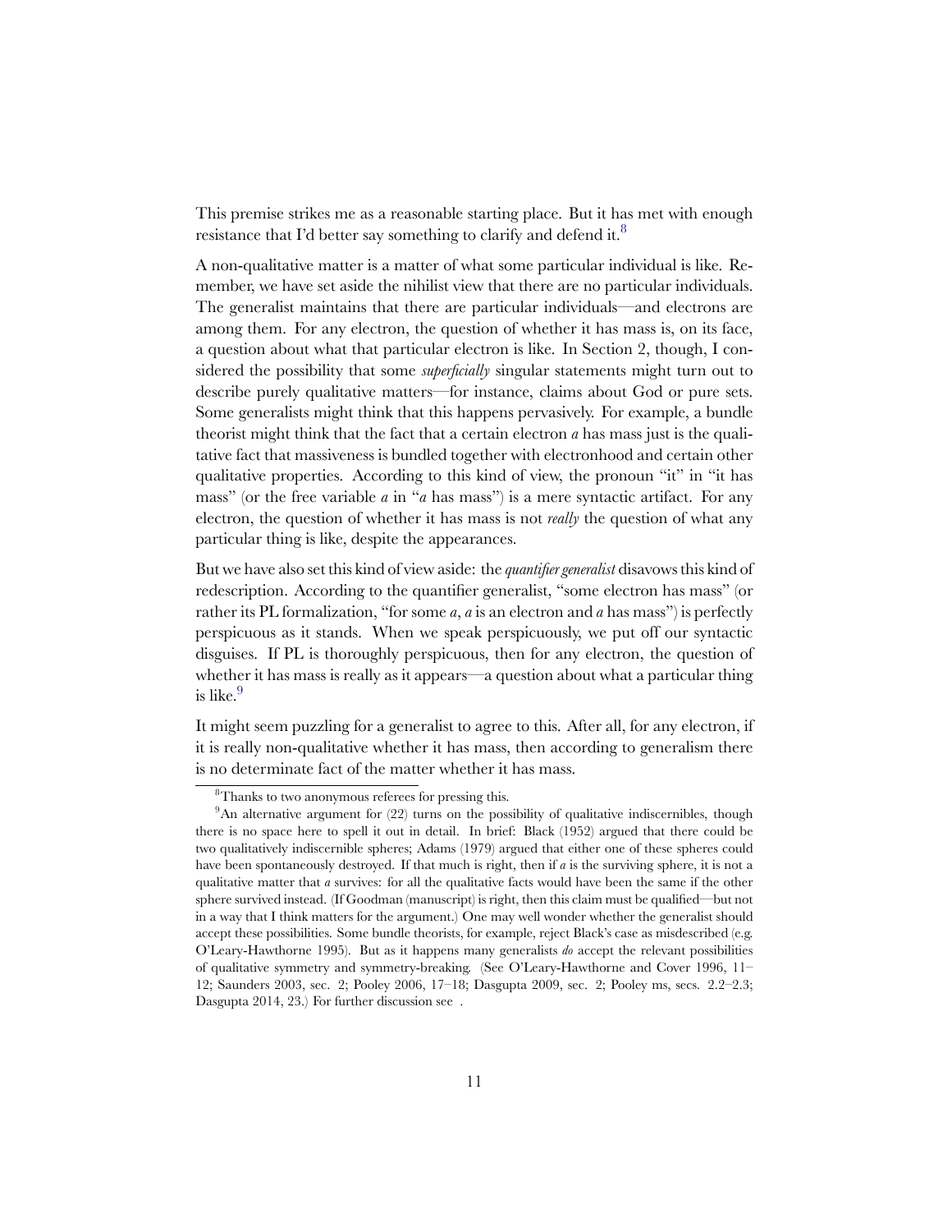This premise strikes me as a reasonable starting place. But it has met with enough resistance that I'd better say something to clarify and defend it.[8]

A non-qualitative matter is a matter of what some particular individual is like. Remember, we have set aside the nihilist view that there are no particular individuals. The generalist maintains that there are particular individuals—and electrons are among them. For any electron, the question of whether it has mass is, on its face, a question about what that particular electron is like. In Section 2, though, I considered the possibility that some *superficially* singular statements might turn out to describe purely qualitative matters—for instance, claims about God or pure sets. Some generalists might think that this happens pervasively. For example, a bundle theorist might think that the fact that a certain electron *a* has mass just is the qualitative fact that massiveness is bundled together with electronhood and certain other qualitative properties. According to this kind of view, the pronoun "it" in "it has mass" (or the free variable *a* in "*a* has mass") is a mere syntactic artifact. For any electron, the question of whether it has mass is not *really* the question of what any particular thing is like, despite the appearances.

But we have also set this kind of view aside: the *quantifier generalist* disavows this kind of redescription. According to the quantifier generalist, "some electron has mass" (or rather its PL formalization, "for some *a*, *a* is an electron and *a* has mass") is perfectly perspicuous as it stands. When we speak perspicuously, we put off our syntactic disguises. If PL is thoroughly perspicuous, then for any electron, the question of whether it has mass is really as it appears—a question about what a particular thing is like.[9]

It might seem puzzling for a generalist to agree to this. After all, for any electron, if it is really non-qualitative whether it has mass, then according to generalism there is no determinate fact of the matter whether it has mass.

---

[8] Thanks to two anonymous referees for pressing this.

[9] An alternative argument for (22) turns on the possibility of qualitative indiscernibles, though there is no space here to spell it out in detail. In brief: Black (1952) argued that there could be two qualitatively indiscernible spheres; Adams (1979) argued that either one of these spheres could have been spontaneously destroyed. If that much is right, then if *a* is the surviving sphere, it is not a qualitative matter that *a* survives: for all the qualitative facts would have been the same if the other sphere survived instead. (If Goodman (manuscript) is right, then this claim must be qualified—but not in a way that I think matters for the argument.) One may well wonder whether the generalist should accept these possibilities. Some bundle theorists, for example, reject Black's case as misdescribed (e.g. O'Leary-Hawthorne 1995). But as it happens many generalists *do* accept the relevant possibilities of qualitative symmetry and symmetry-breaking. (See O'Leary-Hawthorne and Cover 1996, 11–12; Saunders 2003, sec. 2; Pooley 2006, 17–18; Dasgupta 2009, sec. 2; Pooley ms, secs. 2.2–2.3; Dasgupta 2014, 23.) For further discussion see .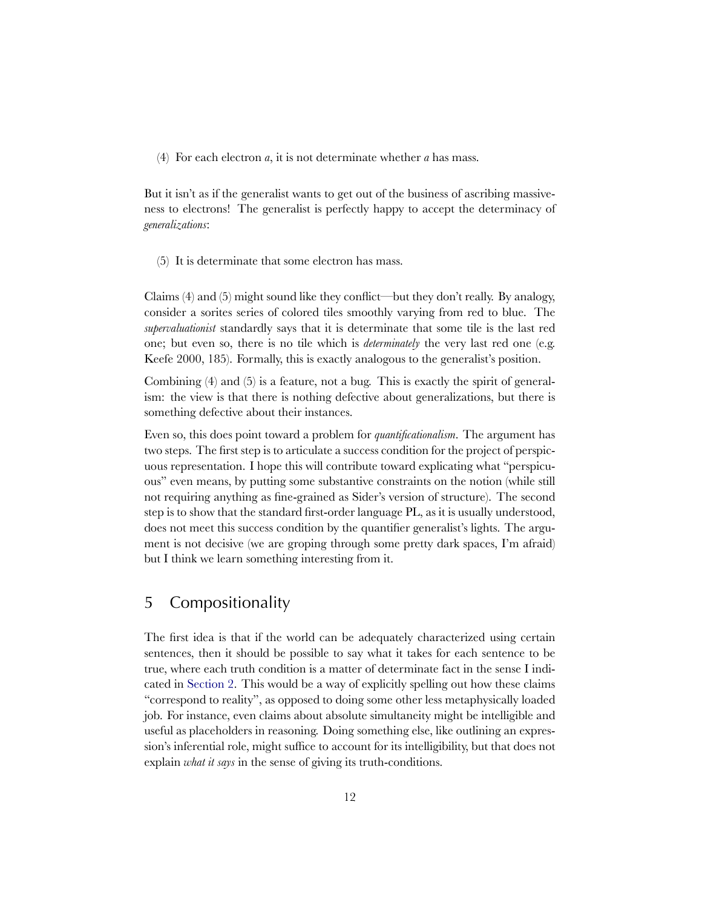(4) For each electron *a*, it is not determinate whether *a* has mass.

But it isn't as if the generalist wants to get out of the business of ascribing massiveness to electrons! The generalist is perfectly happy to accept the determinacy of *generalizations*:

(5) It is determinate that some electron has mass.

Claims (4) and (5) might sound like they conflict—but they don't really. By analogy, consider a sorites series of colored tiles smoothly varying from red to blue. The *supervaluationist* standardly says that it is determinate that some tile is the last red one; but even so, there is no tile which is *determinately* the very last red one (e.g. Keefe 2000, 185). Formally, this is exactly analogous to the generalist's position.

Combining (4) and (5) is a feature, not a bug. This is exactly the spirit of generalism: the view is that there is nothing defective about generalizations, but there is something defective about their instances.

Even so, this does point toward a problem for *quantificationalism*. The argument has two steps. The first step is to articulate a success condition for the project of perspicuous representation. I hope this will contribute toward explicating what "perspicuous" even means, by putting some substantive constraints on the notion (while still not requiring anything as fine-grained as Sider's version of structure). The second step is to show that the standard first-order language PL, as it is usually understood, does not meet this success condition by the quantifier generalist's lights. The argument is not decisive (we are groping through some pretty dark spaces, I'm afraid) but I think we learn something interesting from it.

## 5 Compositionality

The first idea is that if the world can be adequately characterized using certain sentences, then it should be possible to say what it takes for each sentence to be true, where each truth condition is a matter of determinate fact in the sense I indicated in Section 2. This would be a way of explicitly spelling out how these claims "correspond to reality", as opposed to doing some other less metaphysically loaded job. For instance, even claims about absolute simultaneity might be intelligible and useful as placeholders in reasoning. Doing something else, like outlining an expression's inferential role, might suffice to account for its intelligibility, but that does not explain *what it says* in the sense of giving its truth-conditions.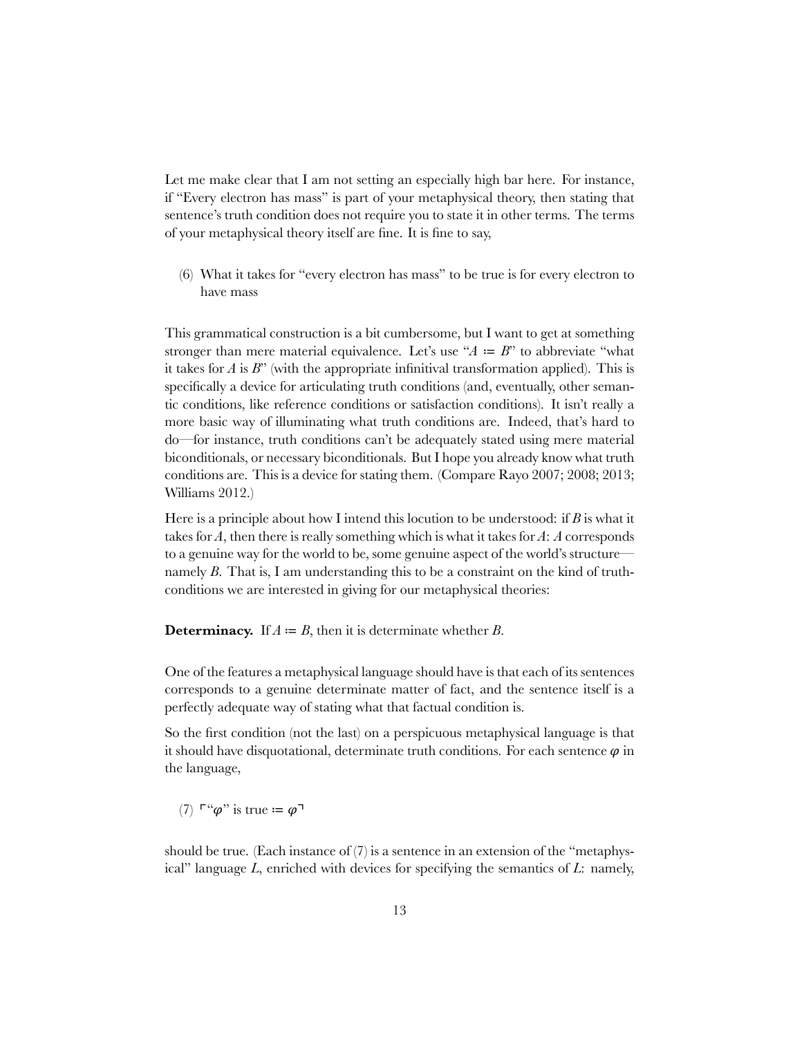Let me make clear that I am not setting an especially high bar here. For instance, if "Every electron has mass" is part of your metaphysical theory, then stating that sentence's truth condition does not require you to state it in other terms. The terms of your metaphysical theory itself are fine. It is fine to say,

(6) What it takes for "every electron has mass" to be true is for every electron to have mass

This grammatical construction is a bit cumbersome, but I want to get at something stronger than mere material equivalence. Let's use "$A \coloneqq B$" to abbreviate "what it takes for $A$ is $B$" (with the appropriate infinitival transformation applied). This is specifically a device for articulating truth conditions (and, eventually, other semantic conditions, like reference conditions or satisfaction conditions). It isn't really a more basic way of illuminating what truth conditions are. Indeed, that's hard to do—for instance, truth conditions can't be adequately stated using mere material biconditionals, or necessary biconditionals. But I hope you already know what truth conditions are. This is a device for stating them. (Compare Rayo 2007; 2008; 2013; Williams 2012.)

Here is a principle about how I intend this locution to be understood: if $B$ is what it takes for $A$, then there is really something which is what it takes for $A$: $A$ corresponds to a genuine way for the world to be, some genuine aspect of the world's structure—namely $B$. That is, I am understanding this to be a constraint on the kind of truth-conditions we are interested in giving for our metaphysical theories:

**Determinacy.** If $A \coloneqq B$, then it is determinate whether $B$.

One of the features a metaphysical language should have is that each of its sentences corresponds to a genuine determinate matter of fact, and the sentence itself is a perfectly adequate way of stating what that factual condition is.

So the first condition (not the last) on a perspicuous metaphysical language is that it should have disquotational, determinate truth conditions. For each sentence $\varphi$ in the language,

(7) $\ulcorner$"$\varphi$" is true $\coloneqq \varphi\urcorner$

should be true. (Each instance of (7) is a sentence in an extension of the "metaphysical" language $L$, enriched with devices for specifying the semantics of $L$: namely,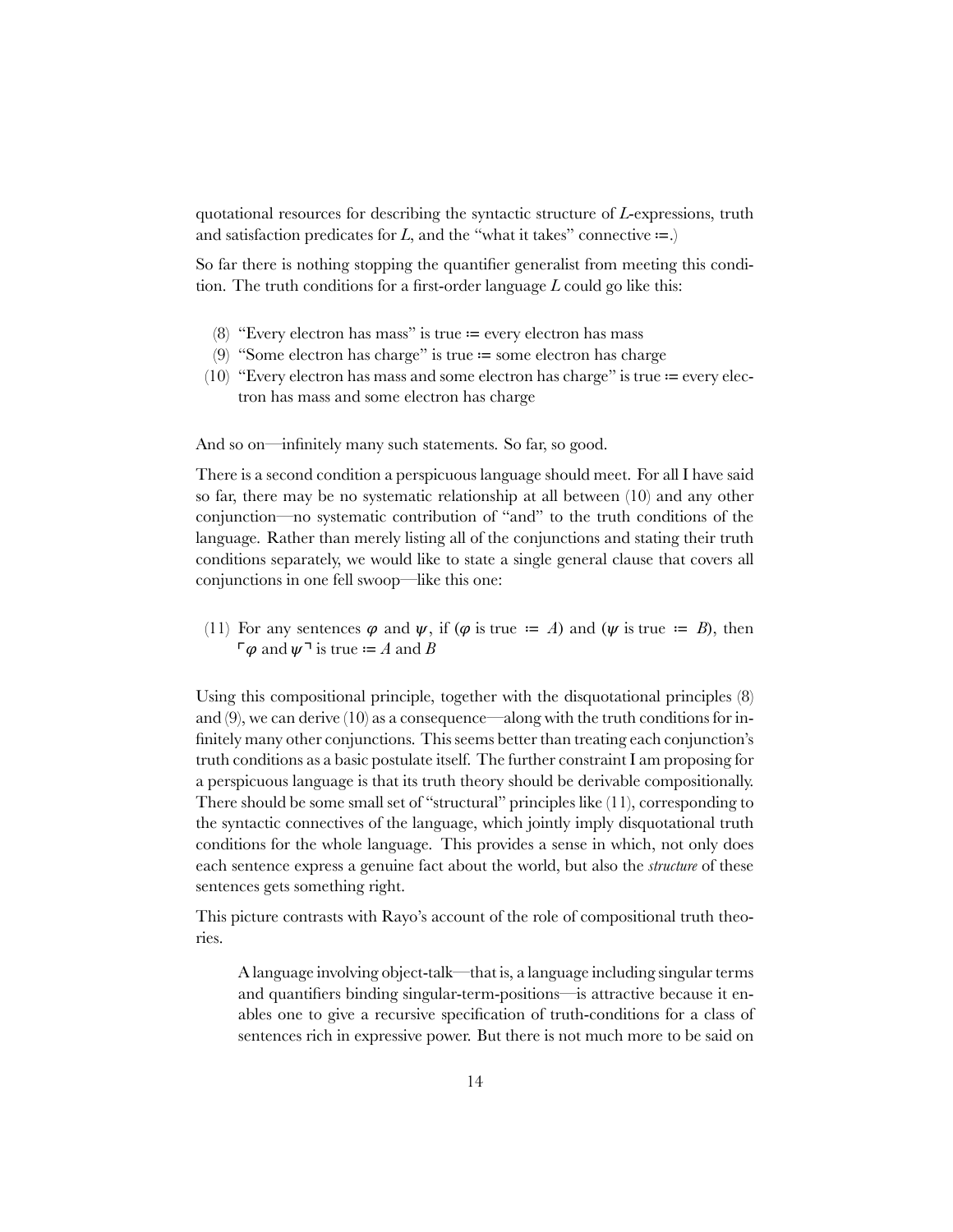quotational resources for describing the syntactic structure of *L*-expressions, truth and satisfaction predicates for *L*, and the "what it takes" connective $\coloneqq$.)

So far there is nothing stopping the quantifier generalist from meeting this condition. The truth conditions for a first-order language *L* could go like this:

(8) "Every electron has mass" is true $\coloneqq$ every electron has mass

(9) "Some electron has charge" is true $\coloneqq$ some electron has charge

(10) "Every electron has mass and some electron has charge" is true $\coloneqq$ every electron has mass and some electron has charge

And so on—infinitely many such statements. So far, so good.

There is a second condition a perspicuous language should meet. For all I have said so far, there may be no systematic relationship at all between (10) and any other conjunction—no systematic contribution of "and" to the truth conditions of the language. Rather than merely listing all of the conjunctions and stating their truth conditions separately, we would like to state a single general clause that covers all conjunctions in one fell swoop—like this one:

(11) For any sentences $\varphi$ and $\psi$, if ($\varphi$ is true $\coloneqq A$) and ($\psi$ is true $\coloneqq B$), then $\ulcorner \varphi$ and $\psi \urcorner$ is true $\coloneqq A$ and $B$

Using this compositional principle, together with the disquotational principles (8) and (9), we can derive (10) as a consequence—along with the truth conditions for infinitely many other conjunctions. This seems better than treating each conjunction's truth conditions as a basic postulate itself. The further constraint I am proposing for a perspicuous language is that its truth theory should be derivable compositionally. There should be some small set of "structural" principles like (11), corresponding to the syntactic connectives of the language, which jointly imply disquotational truth conditions for the whole language. This provides a sense in which, not only does each sentence express a genuine fact about the world, but also the *structure* of these sentences gets something right.

This picture contrasts with Rayo's account of the role of compositional truth theories.

> A language involving object-talk—that is, a language including singular terms and quantifiers binding singular-term-positions—is attractive because it enables one to give a recursive specification of truth-conditions for a class of sentences rich in expressive power. But there is not much more to be said on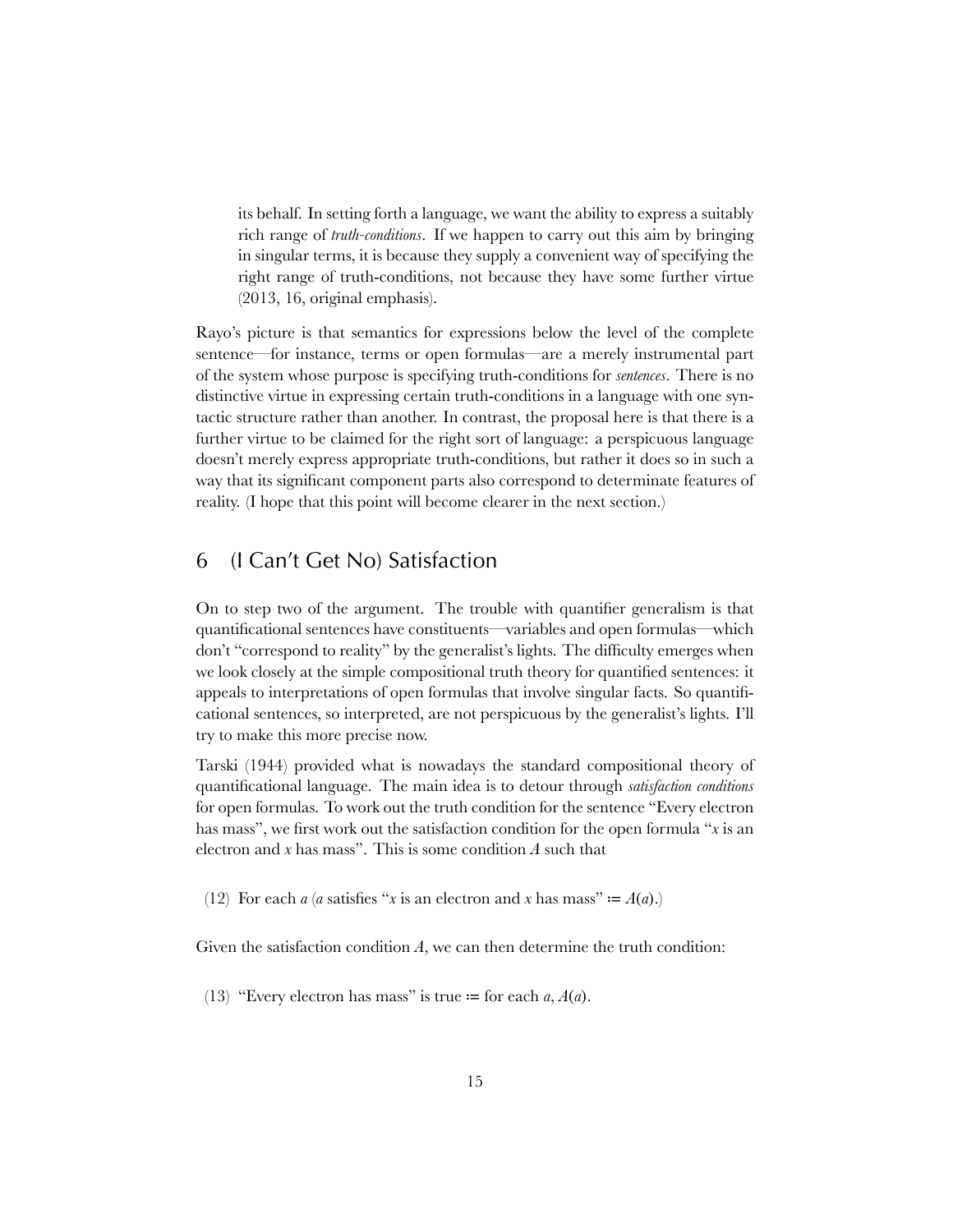its behalf. In setting forth a language, we want the ability to express a suitably rich range of *truth-conditions*. If we happen to carry out this aim by bringing in singular terms, it is because they supply a convenient way of specifying the right range of truth-conditions, not because they have some further virtue (2013, 16, original emphasis).

Rayo's picture is that semantics for expressions below the level of the complete sentence—for instance, terms or open formulas—are a merely instrumental part of the system whose purpose is specifying truth-conditions for *sentences*. There is no distinctive virtue in expressing certain truth-conditions in a language with one syntactic structure rather than another. In contrast, the proposal here is that there is a further virtue to be claimed for the right sort of language: a perspicuous language doesn't merely express appropriate truth-conditions, but rather it does so in such a way that its significant component parts also correspond to determinate features of reality. (I hope that this point will become clearer in the next section.)

## 6 (I Can't Get No) Satisfaction

On to step two of the argument. The trouble with quantifier generalism is that quantificational sentences have constituents—variables and open formulas—which don't "correspond to reality" by the generalist's lights. The difficulty emerges when we look closely at the simple compositional truth theory for quantified sentences: it appeals to interpretations of open formulas that involve singular facts. So quantificational sentences, so interpreted, are not perspicuous by the generalist's lights. I'll try to make this more precise now.

Tarski (1944) provided what is nowadays the standard compositional theory of quantificational language. The main idea is to detour through *satisfaction conditions* for open formulas. To work out the truth condition for the sentence "Every electron has mass", we first work out the satisfaction condition for the open formula "*x* is an electron and *x* has mass". This is some condition $A$ such that

(12) For each $a$ ($a$ satisfies "$x$ is an electron and $x$ has mass" $\coloneqq A(a)$.)

Given the satisfaction condition $A$, we can then determine the truth condition:

(13) "Every electron has mass" is true $\coloneqq$ for each $a$, $A(a)$.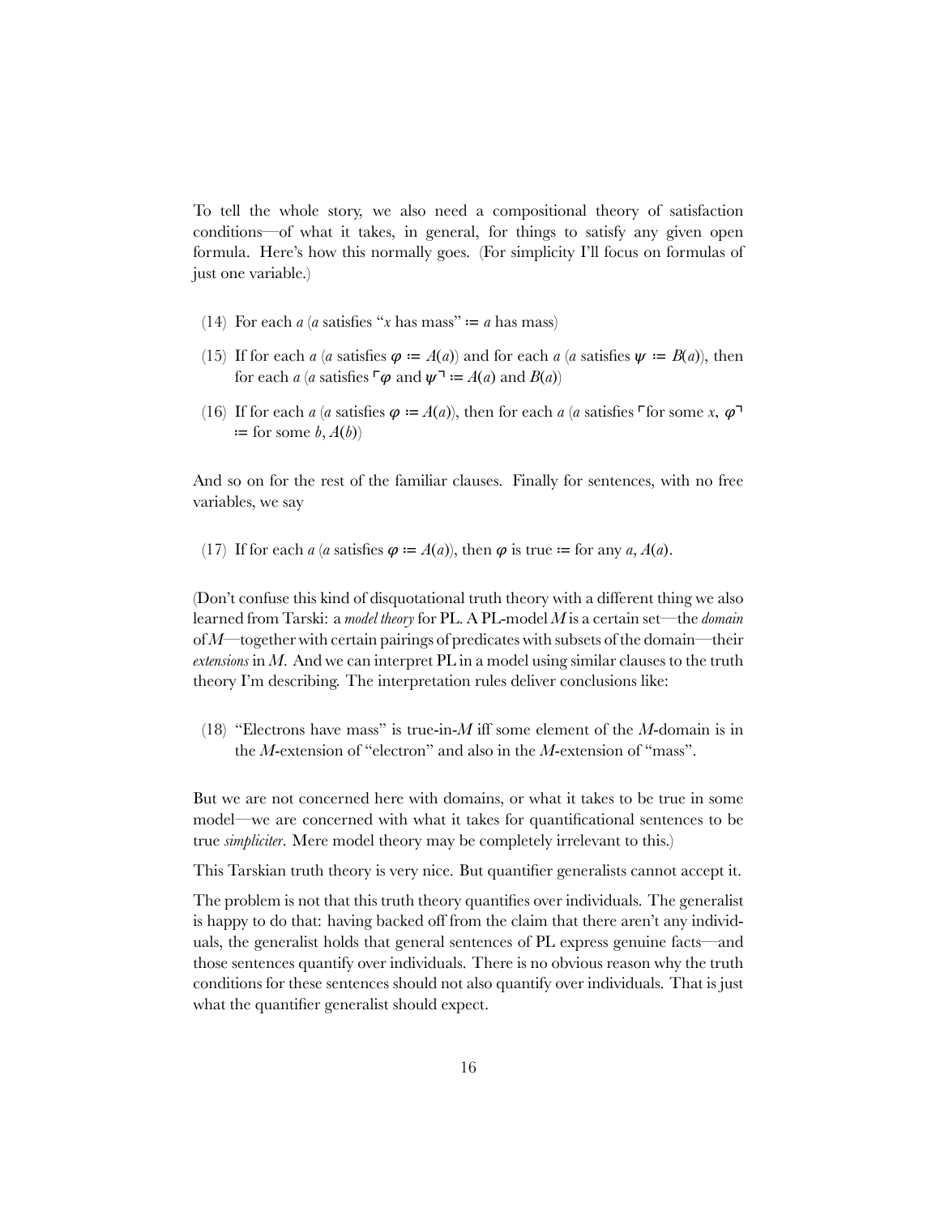To tell the whole story, we also need a compositional theory of satisfaction conditions—of what it takes, in general, for things to satisfy any given open formula. Here's how this normally goes. (For simplicity I'll focus on formulas of just one variable.)

(14) For each $a$ ($a$ satisfies "$x$ has mass" $\coloneqq$ $a$ has mass)

(15) If for each $a$ ($a$ satisfies $\varphi \coloneqq A(a)$) and for each $a$ ($a$ satisfies $\psi \coloneqq B(a)$), then for each $a$ ($a$ satisfies $\ulcorner\varphi$ and $\psi\urcorner \coloneqq A(a)$ and $B(a)$)

(16) If for each $a$ ($a$ satisfies $\varphi \coloneqq A(a)$), then for each $a$ ($a$ satisfies $\ulcorner$for some $x$, $\varphi\urcorner$ $\coloneqq$ for some $b$, $A(b)$)

And so on for the rest of the familiar clauses. Finally for sentences, with no free variables, we say

(17) If for each $a$ ($a$ satisfies $\varphi \coloneqq A(a)$), then $\varphi$ is true $\coloneqq$ for any $a$, $A(a)$.

(Don't confuse this kind of disquotational truth theory with a different thing we also learned from Tarski: a *model theory* for PL. A PL-model $M$ is a certain set—the *domain* of $M$—together with certain pairings of predicates with subsets of the domain—their *extensions* in $M$. And we can interpret PL in a model using similar clauses to the truth theory I'm describing. The interpretation rules deliver conclusions like:

(18) "Electrons have mass" is true-in-$M$ iff some element of the $M$-domain is in the $M$-extension of "electron" and also in the $M$-extension of "mass".

But we are not concerned here with domains, or what it takes to be true in some model—we are concerned with what it takes for quantificational sentences to be true *simpliciter*. Mere model theory may be completely irrelevant to this.)

This Tarskian truth theory is very nice. But quantifier generalists cannot accept it.

The problem is not that this truth theory quantifies over individuals. The generalist is happy to do that: having backed off from the claim that there aren't any individuals, the generalist holds that general sentences of PL express genuine facts—and those sentences quantify over individuals. There is no obvious reason why the truth conditions for these sentences should not also quantify over individuals. That is just what the quantifier generalist should expect.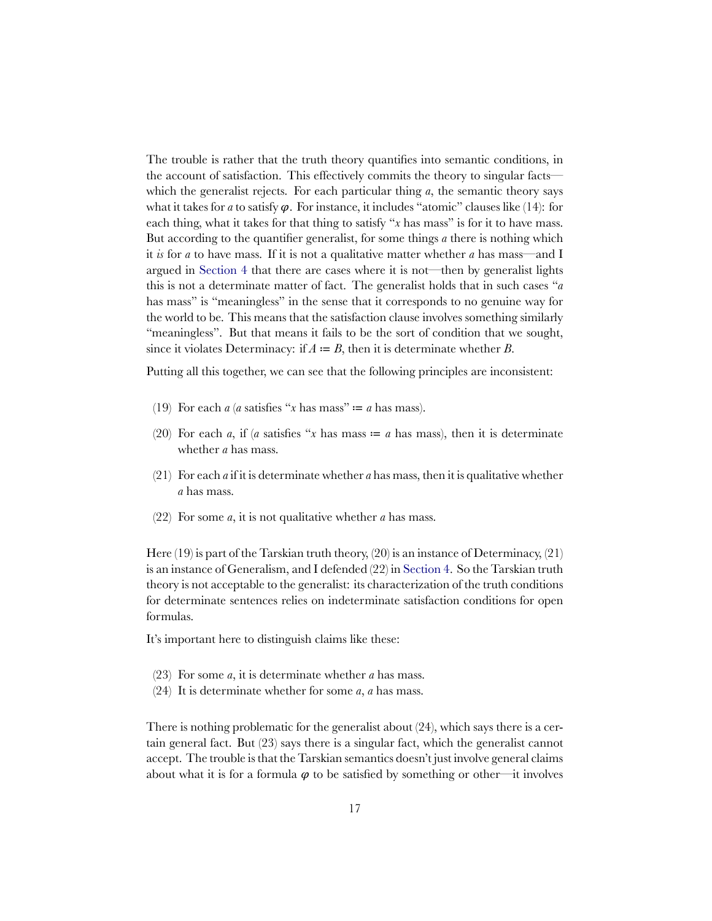The trouble is rather that the truth theory quantifies into semantic conditions, in the account of satisfaction. This effectively commits the theory to singular facts—which the generalist rejects. For each particular thing $a$, the semantic theory says what it takes for $a$ to satisfy $\varphi$. For instance, it includes "atomic" clauses like (14): for each thing, what it takes for that thing to satisfy "$x$ has mass" is for it to have mass. But according to the quantifier generalist, for some things $a$ there is nothing which it *is* for $a$ to have mass. If it is not a qualitative matter whether $a$ has mass—and I argued in Section 4 that there are cases where it is not—then by generalist lights this is not a determinate matter of fact. The generalist holds that in such cases "$a$ has mass" is "meaningless" in the sense that it corresponds to no genuine way for the world to be. This means that the satisfaction clause involves something similarly "meaningless". But that means it fails to be the sort of condition that we sought, since it violates Determinacy: if $A \coloneqq B$, then it is determinate whether $B$.

Putting all this together, we can see that the following principles are inconsistent:

(19) For each $a$ ($a$ satisfies "$x$ has mass" $\coloneqq$ $a$ has mass).

(20) For each $a$, if ($a$ satisfies "$x$ has mass $\coloneqq$ $a$ has mass), then it is determinate whether $a$ has mass.

(21) For each $a$ if it is determinate whether $a$ has mass, then it is qualitative whether $a$ has mass.

(22) For some $a$, it is not qualitative whether $a$ has mass.

Here (19) is part of the Tarskian truth theory, (20) is an instance of Determinacy, (21) is an instance of Generalism, and I defended (22) in Section 4. So the Tarskian truth theory is not acceptable to the generalist: its characterization of the truth conditions for determinate sentences relies on indeterminate satisfaction conditions for open formulas.

It's important here to distinguish claims like these:

(23) For some $a$, it is determinate whether $a$ has mass.
(24) It is determinate whether for some $a$, $a$ has mass.

There is nothing problematic for the generalist about (24), which says there is a certain general fact. But (23) says there is a singular fact, which the generalist cannot accept. The trouble is that the Tarskian semantics doesn't just involve general claims about what it is for a formula $\varphi$ to be satisfied by something or other—it involves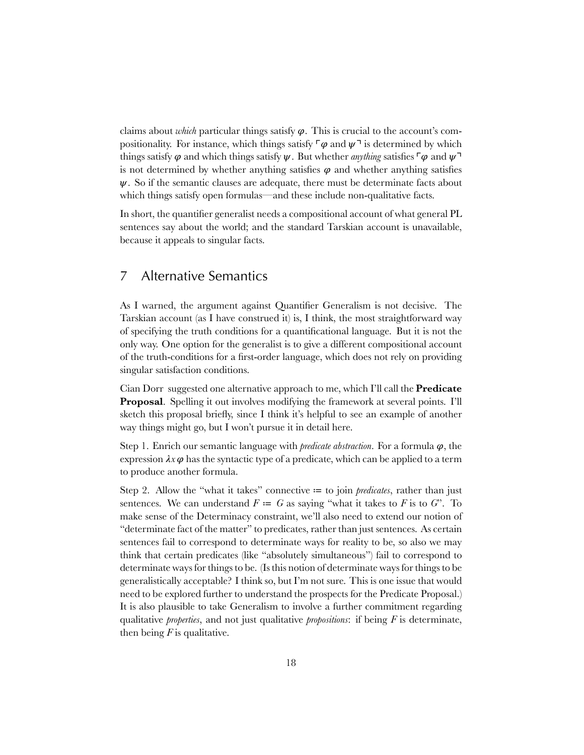claims about *which* particular things satisfy $\varphi$. This is crucial to the account's compositionality. For instance, which things satisfy $\ulcorner\varphi$ and $\psi\urcorner$ is determined by which things satisfy $\varphi$ and which things satisfy $\psi$. But whether *anything* satisfies $\ulcorner\varphi$ and $\psi\urcorner$ is not determined by whether anything satisfies $\varphi$ and whether anything satisfies $\psi$. So if the semantic clauses are adequate, there must be determinate facts about which things satisfy open formulas—and these include non-qualitative facts.

In short, the quantifier generalist needs a compositional account of what general PL sentences say about the world; and the standard Tarskian account is unavailable, because it appeals to singular facts.

## 7 Alternative Semantics

As I warned, the argument against Quantifier Generalism is not decisive. The Tarskian account (as I have construed it) is, I think, the most straightforward way of specifying the truth conditions for a quantificational language. But it is not the only way. One option for the generalist is to give a different compositional account of the truth-conditions for a first-order language, which does not rely on providing singular satisfaction conditions.

Cian Dorr suggested one alternative approach to me, which I'll call the **Predicate Proposal**. Spelling it out involves modifying the framework at several points. I'll sketch this proposal briefly, since I think it's helpful to see an example of another way things might go, but I won't pursue it in detail here.

Step 1. Enrich our semantic language with *predicate abstraction*. For a formula $\varphi$, the expression $\lambda x\,\varphi$ has the syntactic type of a predicate, which can be applied to a term to produce another formula.

Step 2. Allow the "what it takes" connective $\coloneqq$ to join *predicates*, rather than just sentences. We can understand $F \coloneqq G$ as saying "what it takes to $F$ is to $G$". To make sense of the Determinacy constraint, we'll also need to extend our notion of "determinate fact of the matter" to predicates, rather than just sentences. As certain sentences fail to correspond to determinate ways for reality to be, so also we may think that certain predicates (like "absolutely simultaneous") fail to correspond to determinate ways for things to be. (Is this notion of determinate ways for things to be generalistically acceptable? I think so, but I'm not sure. This is one issue that would need to be explored further to understand the prospects for the Predicate Proposal.) It is also plausible to take Generalism to involve a further commitment regarding qualitative *properties*, and not just qualitative *propositions*: if being $F$ is determinate, then being $F$ is qualitative.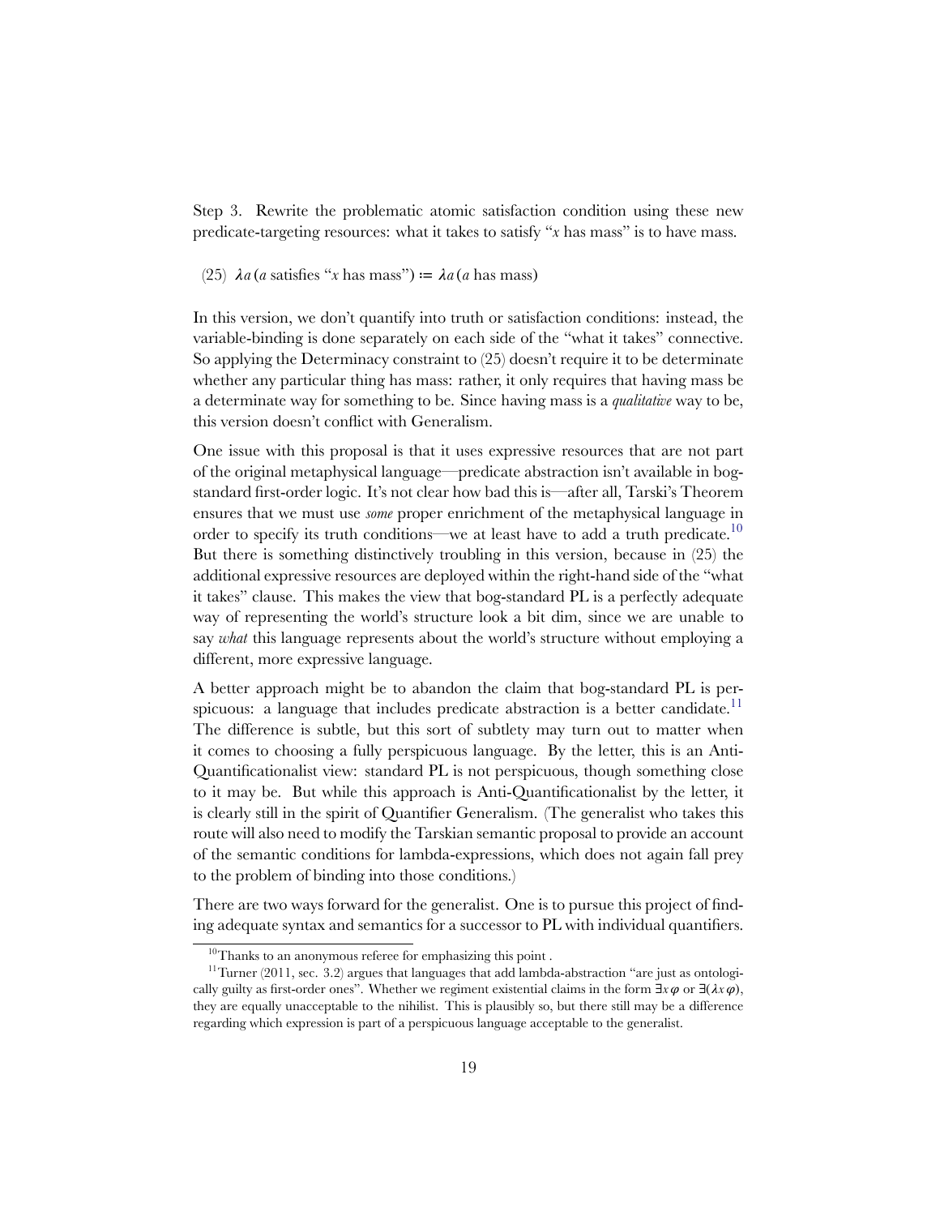Step 3. Rewrite the problematic atomic satisfaction condition using these new predicate-targeting resources: what it takes to satisfy "*x* has mass" is to have mass.

(25) $\lambda a$ (*a* satisfies "*x* has mass") $\coloneqq$ $\lambda a$ (*a* has mass)

In this version, we don't quantify into truth or satisfaction conditions: instead, the variable-binding is done separately on each side of the "what it takes" connective. So applying the Determinacy constraint to (25) doesn't require it to be determinate whether any particular thing has mass: rather, it only requires that having mass be a determinate way for something to be. Since having mass is a *qualitative* way to be, this version doesn't conflict with Generalism.

One issue with this proposal is that it uses expressive resources that are not part of the original metaphysical language—predicate abstraction isn't available in bog-standard first-order logic. It's not clear how bad this is—after all, Tarski's Theorem ensures that we must use *some* proper enrichment of the metaphysical language in order to specify its truth conditions—we at least have to add a truth predicate.[10] But there is something distinctively troubling in this version, because in (25) the additional expressive resources are deployed within the right-hand side of the "what it takes" clause. This makes the view that bog-standard PL is a perfectly adequate way of representing the world's structure look a bit dim, since we are unable to say *what* this language represents about the world's structure without employing a different, more expressive language.

A better approach might be to abandon the claim that bog-standard PL is perspicuous: a language that includes predicate abstraction is a better candidate.[11] The difference is subtle, but this sort of subtlety may turn out to matter when it comes to choosing a fully perspicuous language. By the letter, this is an Anti-Quantificationalist view: standard PL is not perspicuous, though something close to it may be. But while this approach is Anti-Quantificationalist by the letter, it is clearly still in the spirit of Quantifier Generalism. (The generalist who takes this route will also need to modify the Tarskian semantic proposal to provide an account of the semantic conditions for lambda-expressions, which does not again fall prey to the problem of binding into those conditions.)

There are two ways forward for the generalist. One is to pursue this project of finding adequate syntax and semantics for a successor to PL with individual quantifiers.

[10] Thanks to an anonymous referee for emphasizing this point .

[11] Turner (2011, sec. 3.2) argues that languages that add lambda-abstraction "are just as ontologically guilty as first-order ones". Whether we regiment existential claims in the form $\exists x\,\varphi$ or $\exists(\lambda x\,\varphi)$, they are equally unacceptable to the nihilist. This is plausibly so, but there still may be a difference regarding which expression is part of a perspicuous language acceptable to the generalist.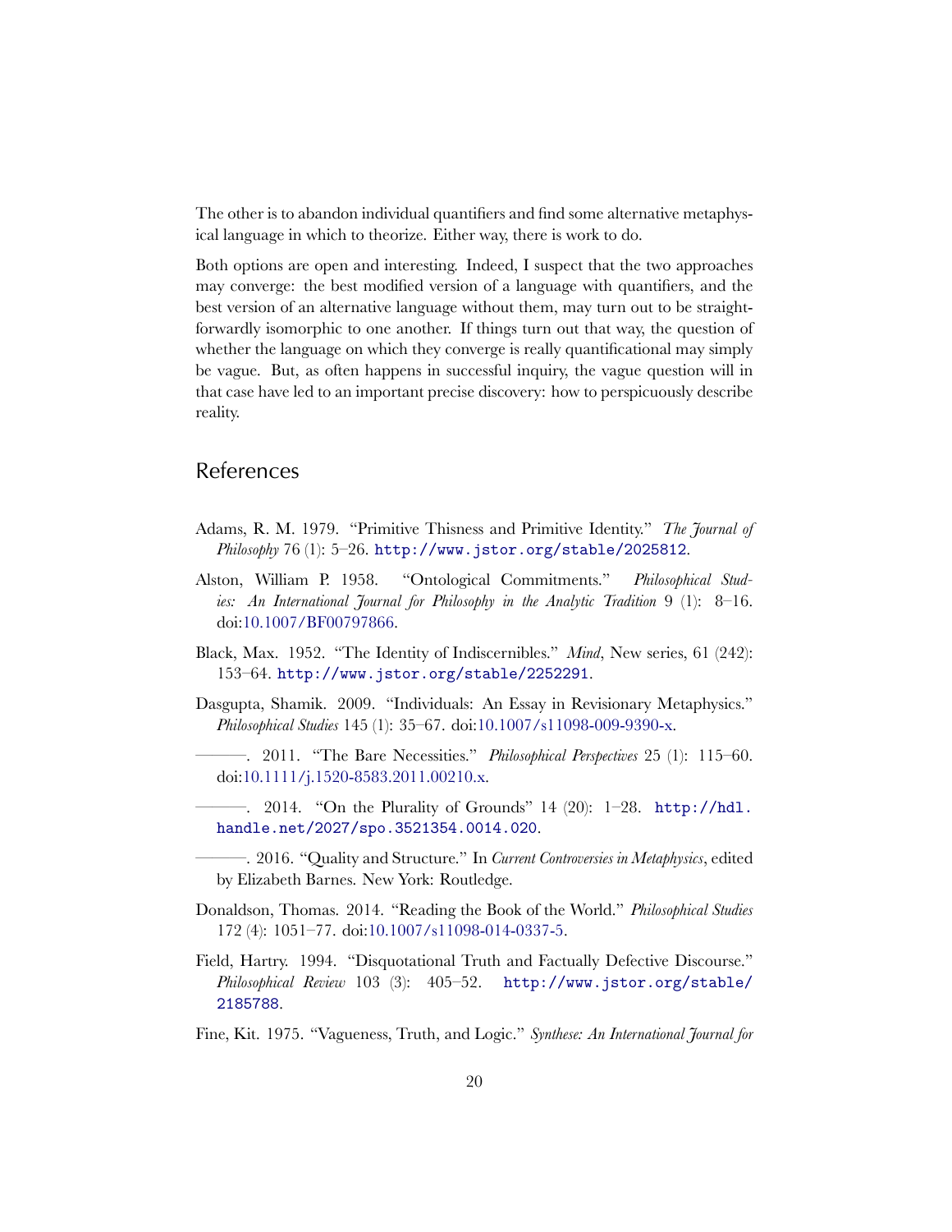The other is to abandon individual quantifiers and find some alternative metaphysical language in which to theorize. Either way, there is work to do.

Both options are open and interesting. Indeed, I suspect that the two approaches may converge: the best modified version of a language with quantifiers, and the best version of an alternative language without them, may turn out to be straightforwardly isomorphic to one another. If things turn out that way, the question of whether the language on which they converge is really quantificational may simply be vague. But, as often happens in successful inquiry, the vague question will in that case have led to an important precise discovery: how to perspicuously describe reality.

## References

Adams, R. M. 1979. "Primitive Thisness and Primitive Identity." *The Journal of Philosophy* 76 (1): 5–26. http://www.jstor.org/stable/2025812.

Alston, William P. 1958. "Ontological Commitments." *Philosophical Studies: An International Journal for Philosophy in the Analytic Tradition* 9 (1): 8–16. doi:10.1007/BF00797866.

Black, Max. 1952. "The Identity of Indiscernibles." *Mind*, New series, 61 (242): 153–64. http://www.jstor.org/stable/2252291.

Dasgupta, Shamik. 2009. "Individuals: An Essay in Revisionary Metaphysics." *Philosophical Studies* 145 (1): 35–67. doi:10.1007/s11098-009-9390-x.

———. 2011. "The Bare Necessities." *Philosophical Perspectives* 25 (1): 115–60. doi:10.1111/j.1520-8583.2011.00210.x.

———. 2014. "On the Plurality of Grounds" 14 (20): 1–28. http://hdl.handle.net/2027/spo.3521354.0014.020.

———. 2016. "Quality and Structure." In *Current Controversies in Metaphysics*, edited by Elizabeth Barnes. New York: Routledge.

Donaldson, Thomas. 2014. "Reading the Book of the World." *Philosophical Studies* 172 (4): 1051–77. doi:10.1007/s11098-014-0337-5.

Field, Hartry. 1994. "Disquotational Truth and Factually Defective Discourse." *Philosophical Review* 103 (3): 405–52. http://www.jstor.org/stable/2185788.

Fine, Kit. 1975. "Vagueness, Truth, and Logic." *Synthese: An International Journal for*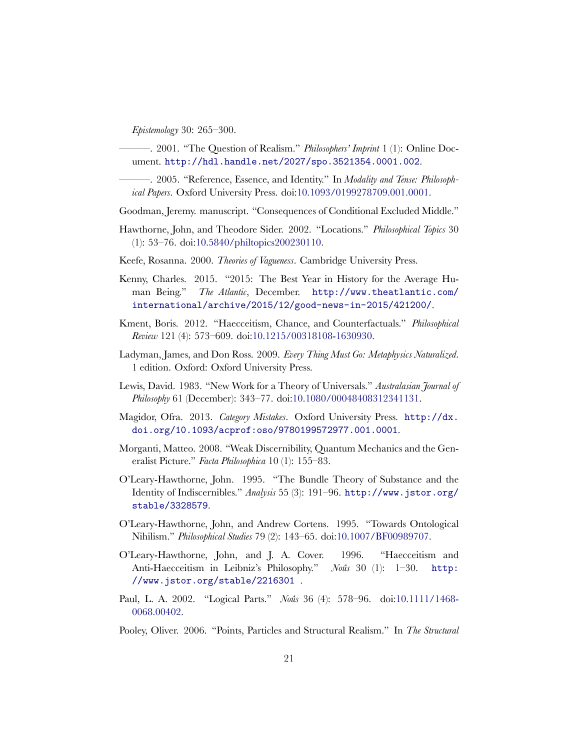*Epistemology* 30: 265–300.

———. 2001. "The Question of Realism." *Philosophers' Imprint* 1 (1): Online Document. http://hdl.handle.net/2027/spo.3521354.0001.002.

———. 2005. "Reference, Essence, and Identity." In *Modality and Tense: Philosophical Papers*. Oxford University Press. doi:10.1093/0199278709.001.0001.

Goodman, Jeremy. manuscript. "Consequences of Conditional Excluded Middle."

Hawthorne, John, and Theodore Sider. 2002. "Locations." *Philosophical Topics* 30 (1): 53–76. doi:10.5840/philtopics200230110.

Keefe, Rosanna. 2000. *Theories of Vagueness*. Cambridge University Press.

Kenny, Charles. 2015. "2015: The Best Year in History for the Average Human Being." *The Atlantic*, December. http://www.theatlantic.com/international/archive/2015/12/good-news-in-2015/421200/.

Kment, Boris. 2012. "Haecceitism, Chance, and Counterfactuals." *Philosophical Review* 121 (4): 573–609. doi:10.1215/00318108-1630930.

Ladyman, James, and Don Ross. 2009. *Every Thing Must Go: Metaphysics Naturalized*. 1 edition. Oxford: Oxford University Press.

Lewis, David. 1983. "New Work for a Theory of Universals." *Australasian Journal of Philosophy* 61 (December): 343–77. doi:10.1080/00048408312341131.

Magidor, Ofra. 2013. *Category Mistakes*. Oxford University Press. http://dx.doi.org/10.1093/acprof:oso/9780199572977.001.0001.

Morganti, Matteo. 2008. "Weak Discernibility, Quantum Mechanics and the Generalist Picture." *Facta Philosophica* 10 (1): 155–83.

O'Leary-Hawthorne, John. 1995. "The Bundle Theory of Substance and the Identity of Indiscernibles." *Analysis* 55 (3): 191–96. http://www.jstor.org/stable/3328579.

O'Leary-Hawthorne, John, and Andrew Cortens. 1995. "Towards Ontological Nihilism." *Philosophical Studies* 79 (2): 143–65. doi:10.1007/BF00989707.

O'Leary-Hawthorne, John, and J. A. Cover. 1996. "Haecceitism and Anti-Haecceitism in Leibniz's Philosophy." *Noûs* 30 (1): 1–30. http://www.jstor.org/stable/2216301 .

Paul, L. A. 2002. "Logical Parts." *Noûs* 36 (4): 578–96. doi:10.1111/1468-0068.00402.

Pooley, Oliver. 2006. "Points, Particles and Structural Realism." In *The Structural*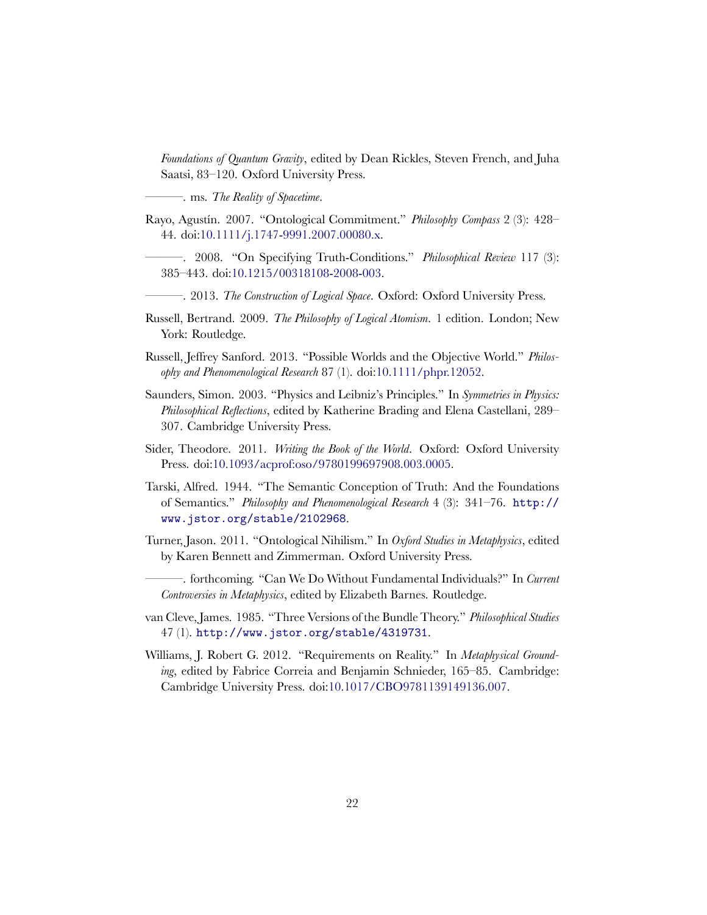*Foundations of Quantum Gravity*, edited by Dean Rickles, Steven French, and Juha Saatsi, 83–120. Oxford University Press.

———. ms. *The Reality of Spacetime*.

Rayo, Agustín. 2007. "Ontological Commitment." *Philosophy Compass* 2 (3): 428–44. doi:10.1111/j.1747-9991.2007.00080.x.

———. 2008. "On Specifying Truth-Conditions." *Philosophical Review* 117 (3): 385–443. doi:10.1215/00318108-2008-003.

———. 2013. *The Construction of Logical Space*. Oxford: Oxford University Press.

Russell, Bertrand. 2009. *The Philosophy of Logical Atomism*. 1 edition. London; New York: Routledge.

Russell, Jeffrey Sanford. 2013. "Possible Worlds and the Objective World." *Philosophy and Phenomenological Research* 87 (1). doi:10.1111/phpr.12052.

Saunders, Simon. 2003. "Physics and Leibniz's Principles." In *Symmetries in Physics: Philosophical Reflections*, edited by Katherine Brading and Elena Castellani, 289–307. Cambridge University Press.

Sider, Theodore. 2011. *Writing the Book of the World*. Oxford: Oxford University Press. doi:10.1093/acprof:oso/9780199697908.003.0005.

Tarski, Alfred. 1944. "The Semantic Conception of Truth: And the Foundations of Semantics." *Philosophy and Phenomenological Research* 4 (3): 341–76. http://www.jstor.org/stable/2102968.

Turner, Jason. 2011. "Ontological Nihilism." In *Oxford Studies in Metaphysics*, edited by Karen Bennett and Zimmerman. Oxford University Press.

———. forthcoming. "Can We Do Without Fundamental Individuals?" In *Current Controversies in Metaphysics*, edited by Elizabeth Barnes. Routledge.

van Cleve, James. 1985. "Three Versions of the Bundle Theory." *Philosophical Studies* 47 (1). http://www.jstor.org/stable/4319731.

Williams, J. Robert G. 2012. "Requirements on Reality." In *Metaphysical Grounding*, edited by Fabrice Correia and Benjamin Schnieder, 165–85. Cambridge: Cambridge University Press. doi:10.1017/CBO9781139149136.007.